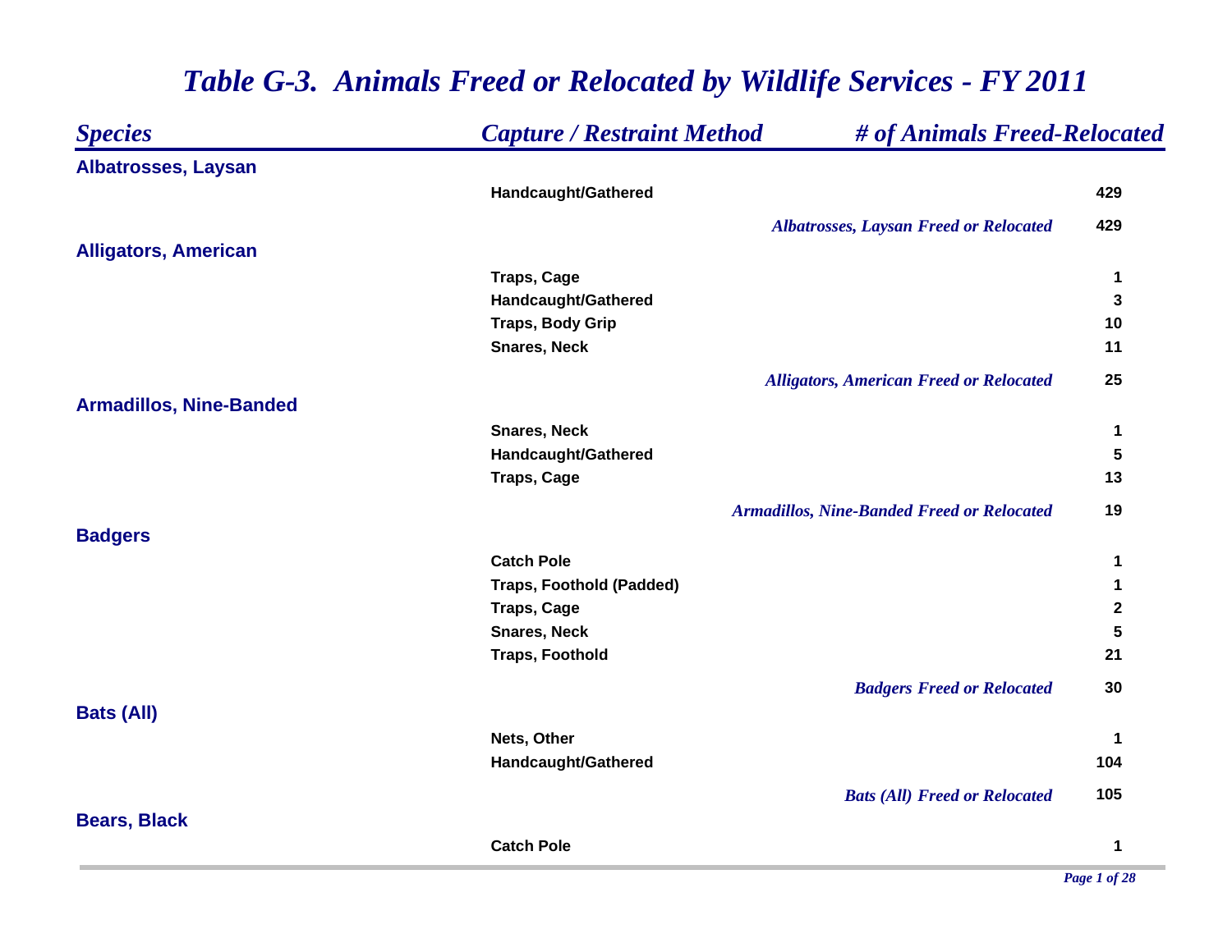# *Table G-3. Animals Freed or Relocated by Wildlife Services - FY 2011*

| *Species* | *Capture / Restraint Method* | *# of Animals Freed-Relocated* |
|---|---|---|
| **Albatrosses, Laysan** | | |
| | **Handcaught/Gathered** | **429** |
| | ***Albatrosses, Laysan Freed or Relocated*** | **429** |
| **Alligators, American** | | |
| | **Traps, Cage** | **1** |
| | **Handcaught/Gathered** | **3** |
| | **Traps, Body Grip** | **10** |
| | **Snares, Neck** | **11** |
| | ***Alligators, American Freed or Relocated*** | **25** |
| **Armadillos, Nine-Banded** | | |
| | **Snares, Neck** | **1** |
| | **Handcaught/Gathered** | **5** |
| | **Traps, Cage** | **13** |
| | ***Armadillos, Nine-Banded Freed or Relocated*** | **19** |
| **Badgers** | | |
| | **Catch Pole** | **1** |
| | **Traps, Foothold (Padded)** | **1** |
| | **Traps, Cage** | **2** |
| | **Snares, Neck** | **5** |
| | **Traps, Foothold** | **21** |
| | ***Badgers Freed or Relocated*** | **30** |
| **Bats (All)** | | |
| | **Nets, Other** | **1** |
| | **Handcaught/Gathered** | **104** |
| | ***Bats (All) Freed or Relocated*** | **105** |
| **Bears, Black** | | |
| | **Catch Pole** | **1** |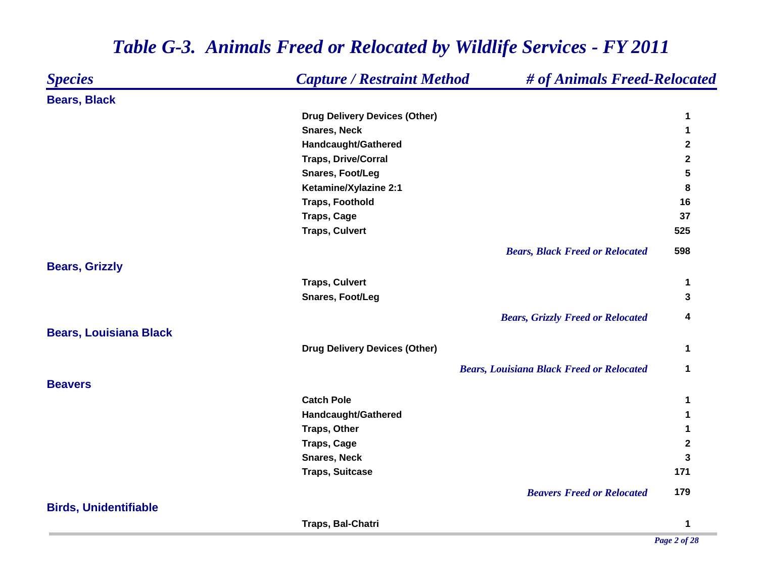# Table G-3. Animals Freed or Relocated by Wildlife Services - FY 2011

| Species | Capture / Restraint Method | # of Animals Freed-Relocated |
|---|---|---|
| **Bears, Black** | | |
| | Drug Delivery Devices (Other) | 1 |
| | Snares, Neck | 1 |
| | Handcaught/Gathered | 2 |
| | Traps, Drive/Corral | 2 |
| | Snares, Foot/Leg | 5 |
| | Ketamine/Xylazine 2:1 | 8 |
| | Traps, Foothold | 16 |
| | Traps, Cage | 37 |
| | Traps, Culvert | 525 |
| | *Bears, Black Freed or Relocated* | 598 |
| **Bears, Grizzly** | | |
| | Traps, Culvert | 1 |
| | Snares, Foot/Leg | 3 |
| | *Bears, Grizzly Freed or Relocated* | 4 |
| **Bears, Louisiana Black** | | |
| | Drug Delivery Devices (Other) | 1 |
| | *Bears, Louisiana Black Freed or Relocated* | 1 |
| **Beavers** | | |
| | Catch Pole | 1 |
| | Handcaught/Gathered | 1 |
| | Traps, Other | 1 |
| | Traps, Cage | 2 |
| | Snares, Neck | 3 |
| | Traps, Suitcase | 171 |
| | *Beavers Freed or Relocated* | 179 |
| **Birds, Unidentifiable** | | |
| | Traps, Bal-Chatri | 1 |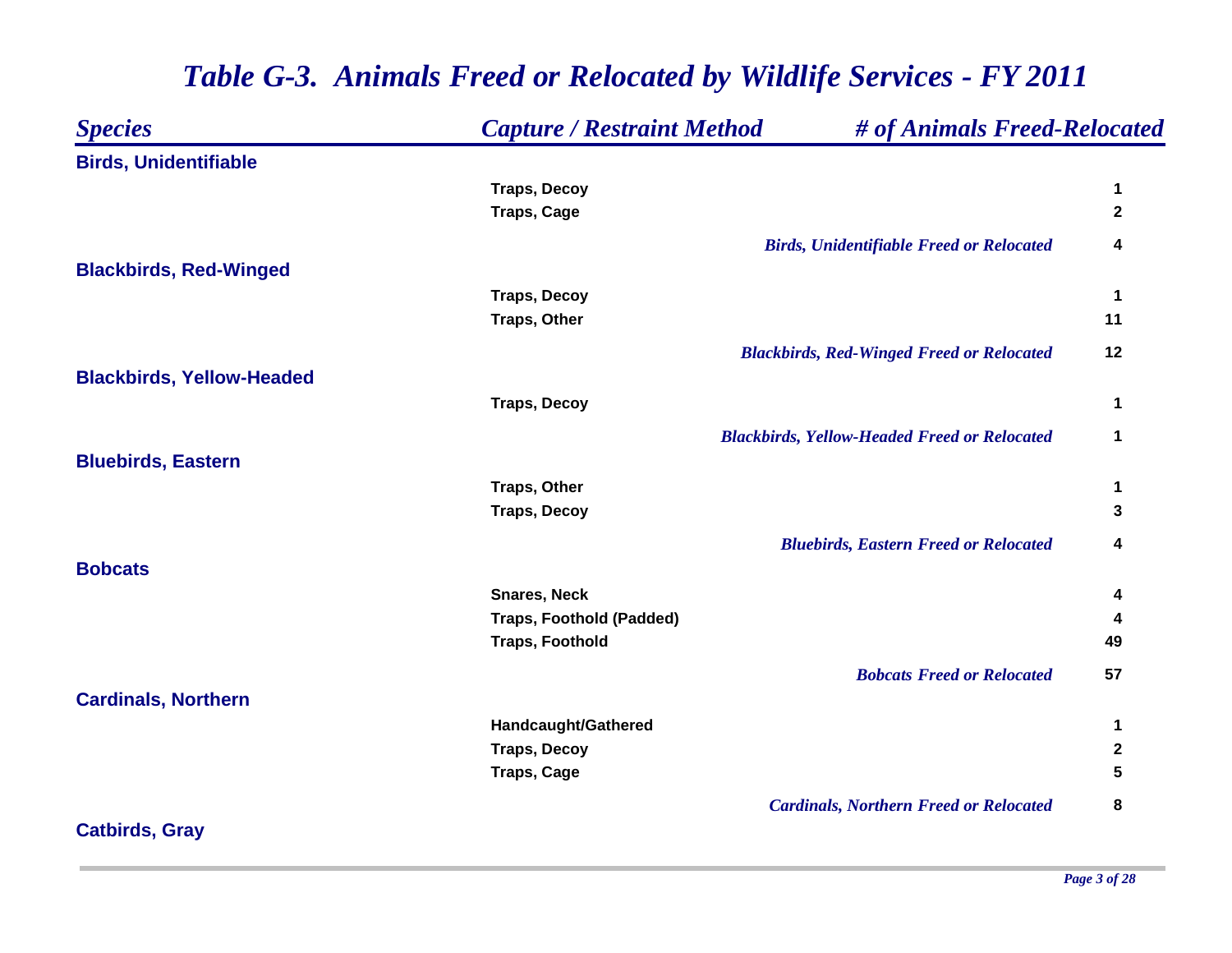## *Table G-3. Animals Freed or Relocated by Wildlife Services - FY 2011*

| *Species* | *Capture / Restraint Method* | *# of Animals Freed-Relocated* |
|---|---|---|
| **Birds, Unidentifiable** | | |
| | Traps, Decoy | 1 |
| | Traps, Cage | 2 |
| | *Birds, Unidentifiable Freed or Relocated* | 4 |
| **Blackbirds, Red-Winged** | | |
| | Traps, Decoy | 1 |
| | Traps, Other | 11 |
| | *Blackbirds, Red-Winged Freed or Relocated* | 12 |
| **Blackbirds, Yellow-Headed** | | |
| | Traps, Decoy | 1 |
| | *Blackbirds, Yellow-Headed Freed or Relocated* | 1 |
| **Bluebirds, Eastern** | | |
| | Traps, Other | 1 |
| | Traps, Decoy | 3 |
| | *Bluebirds, Eastern Freed or Relocated* | 4 |
| **Bobcats** | | |
| | Snares, Neck | 4 |
| | Traps, Foothold (Padded) | 4 |
| | Traps, Foothold | 49 |
| | *Bobcats Freed or Relocated* | 57 |
| **Cardinals, Northern** | | |
| | Handcaught/Gathered | 1 |
| | Traps, Decoy | 2 |
| | Traps, Cage | 5 |
| | *Cardinals, Northern Freed or Relocated* | 8 |
| **Catbirds, Gray** | | |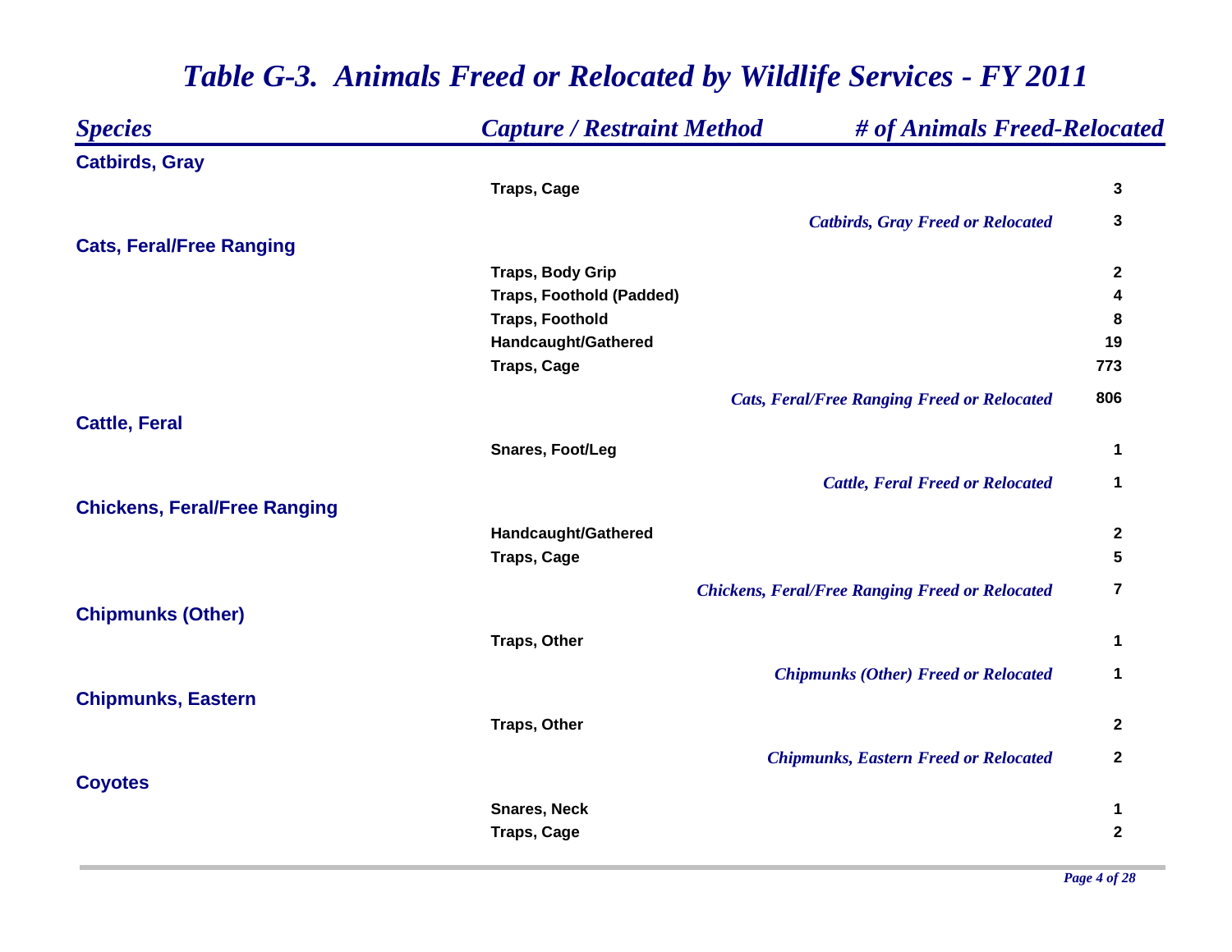# Table G-3. Animals Freed or Relocated by Wildlife Services - FY 2011

| Species | Capture / Restraint Method | # of Animals Freed-Relocated |
|---|---|---|
| **Catbirds, Gray** | | |
| | Traps, Cage | 3 |
| | *Catbirds, Gray Freed or Relocated* | 3 |
| **Cats, Feral/Free Ranging** | | |
| | Traps, Body Grip | 2 |
| | Traps, Foothold (Padded) | 4 |
| | Traps, Foothold | 8 |
| | Handcaught/Gathered | 19 |
| | Traps, Cage | 773 |
| | *Cats, Feral/Free Ranging Freed or Relocated* | 806 |
| **Cattle, Feral** | | |
| | Snares, Foot/Leg | 1 |
| | *Cattle, Feral Freed or Relocated* | 1 |
| **Chickens, Feral/Free Ranging** | | |
| | Handcaught/Gathered | 2 |
| | Traps, Cage | 5 |
| | *Chickens, Feral/Free Ranging Freed or Relocated* | 7 |
| **Chipmunks (Other)** | | |
| | Traps, Other | 1 |
| | *Chipmunks (Other) Freed or Relocated* | 1 |
| **Chipmunks, Eastern** | | |
| | Traps, Other | 2 |
| | *Chipmunks, Eastern Freed or Relocated* | 2 |
| **Coyotes** | | |
| | Snares, Neck | 1 |
| | Traps, Cage | 2 |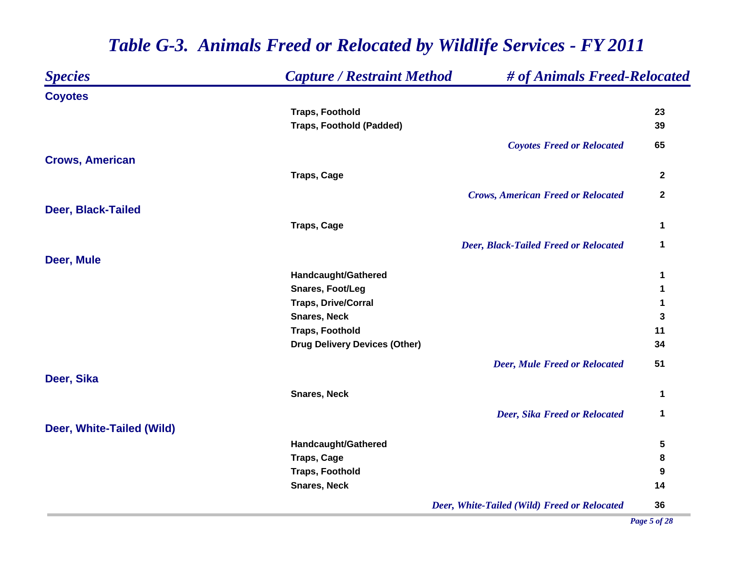# *Table G-3. Animals Freed or Relocated by Wildlife Services - FY 2011*

| *Species* | *Capture / Restraint Method* | *# of Animals Freed-Relocated* |
|---|---|---|
| **Coyotes** | | |
| | **Traps, Foothold** | **23** |
| | **Traps, Foothold (Padded)** | **39** |
| | ***Coyotes Freed or Relocated*** | **65** |
| **Crows, American** | | |
| | **Traps, Cage** | **2** |
| | ***Crows, American Freed or Relocated*** | **2** |
| **Deer, Black-Tailed** | | |
| | **Traps, Cage** | **1** |
| | ***Deer, Black-Tailed Freed or Relocated*** | **1** |
| **Deer, Mule** | | |
| | **Handcaught/Gathered** | **1** |
| | **Snares, Foot/Leg** | **1** |
| | **Traps, Drive/Corral** | **1** |
| | **Snares, Neck** | **3** |
| | **Traps, Foothold** | **11** |
| | **Drug Delivery Devices (Other)** | **34** |
| | ***Deer, Mule Freed or Relocated*** | **51** |
| **Deer, Sika** | | |
| | **Snares, Neck** | **1** |
| | ***Deer, Sika Freed or Relocated*** | **1** |
| **Deer, White-Tailed (Wild)** | | |
| | **Handcaught/Gathered** | **5** |
| | **Traps, Cage** | **8** |
| | **Traps, Foothold** | **9** |
| | **Snares, Neck** | **14** |
| | ***Deer, White-Tailed (Wild) Freed or Relocated*** | **36** |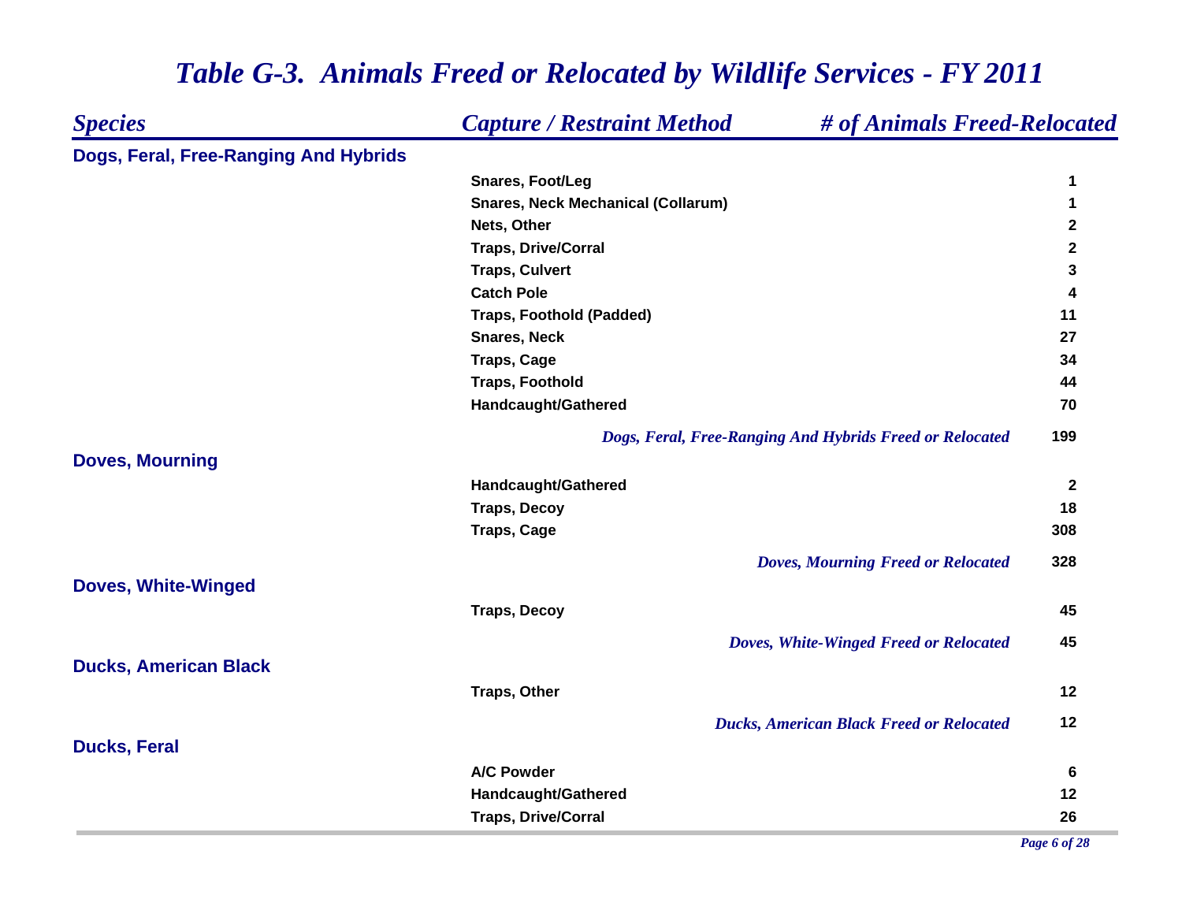# Table G-3. Animals Freed or Relocated by Wildlife Services - FY 2011

| Species | Capture / Restraint Method | # of Animals Freed-Relocated |
|---|---|---|
| **Dogs, Feral, Free-Ranging And Hybrids** | | |
| | Snares, Foot/Leg | 1 |
| | Snares, Neck Mechanical (Collarum) | 1 |
| | Nets, Other | 2 |
| | Traps, Drive/Corral | 2 |
| | Traps, Culvert | 3 |
| | Catch Pole | 4 |
| | Traps, Foothold (Padded) | 11 |
| | Snares, Neck | 27 |
| | Traps, Cage | 34 |
| | Traps, Foothold | 44 |
| | Handcaught/Gathered | 70 |
| | *Dogs, Feral, Free-Ranging And Hybrids Freed or Relocated* | 199 |
| **Doves, Mourning** | | |
| | Handcaught/Gathered | 2 |
| | Traps, Decoy | 18 |
| | Traps, Cage | 308 |
| | *Doves, Mourning Freed or Relocated* | 328 |
| **Doves, White-Winged** | | |
| | Traps, Decoy | 45 |
| | *Doves, White-Winged Freed or Relocated* | 45 |
| **Ducks, American Black** | | |
| | Traps, Other | 12 |
| | *Ducks, American Black Freed or Relocated* | 12 |
| **Ducks, Feral** | | |
| | A/C Powder | 6 |
| | Handcaught/Gathered | 12 |
| | Traps, Drive/Corral | 26 |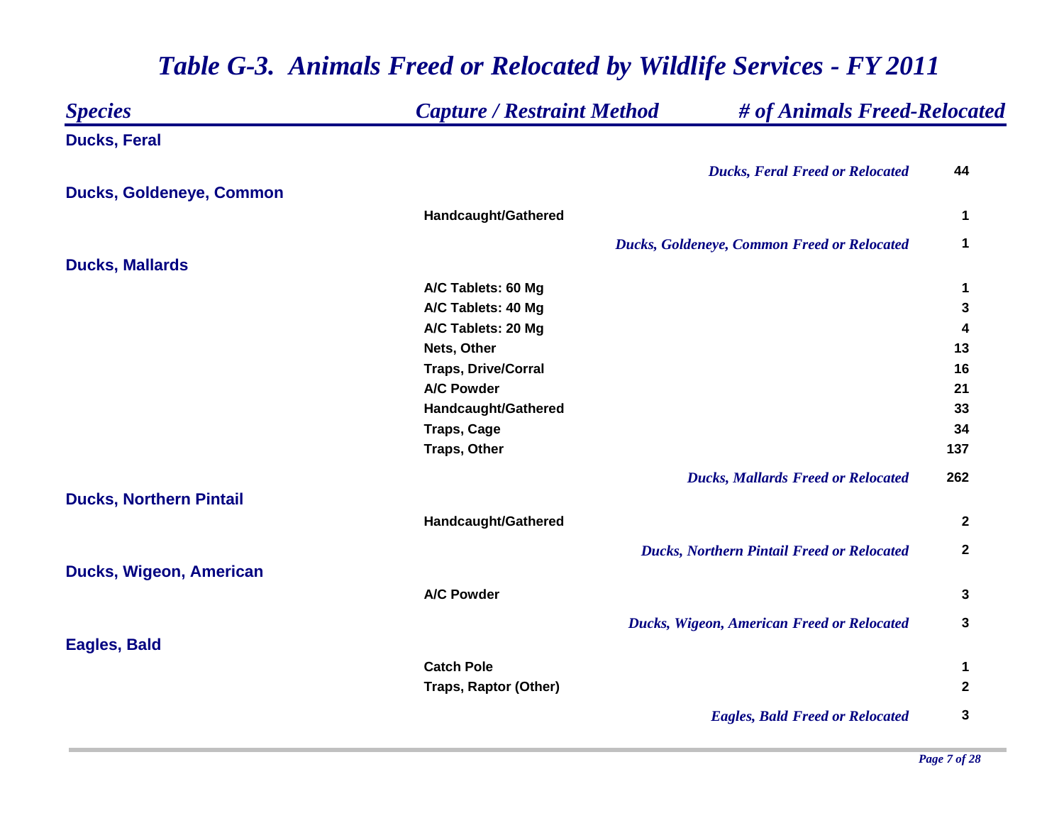# *Table G-3. Animals Freed or Relocated by Wildlife Services - FY 2011*

| *Species* | *Capture / Restraint Method* | *# of Animals Freed-Relocated* |
|---|---|---|
| **Ducks, Feral** | | |
| | ***Ducks, Feral Freed or Relocated*** | **44** |
| **Ducks, Goldeneye, Common** | | |
| | **Handcaught/Gathered** | **1** |
| | ***Ducks, Goldeneye, Common Freed or Relocated*** | **1** |
| **Ducks, Mallards** | | |
| | **A/C Tablets: 60 Mg** | **1** |
| | **A/C Tablets: 40 Mg** | **3** |
| | **A/C Tablets: 20 Mg** | **4** |
| | **Nets, Other** | **13** |
| | **Traps, Drive/Corral** | **16** |
| | **A/C Powder** | **21** |
| | **Handcaught/Gathered** | **33** |
| | **Traps, Cage** | **34** |
| | **Traps, Other** | **137** |
| | ***Ducks, Mallards Freed or Relocated*** | **262** |
| **Ducks, Northern Pintail** | | |
| | **Handcaught/Gathered** | **2** |
| | ***Ducks, Northern Pintail Freed or Relocated*** | **2** |
| **Ducks, Wigeon, American** | | |
| | **A/C Powder** | **3** |
| | ***Ducks, Wigeon, American Freed or Relocated*** | **3** |
| **Eagles, Bald** | | |
| | **Catch Pole** | **1** |
| | **Traps, Raptor (Other)** | **2** |
| | ***Eagles, Bald Freed or Relocated*** | **3** |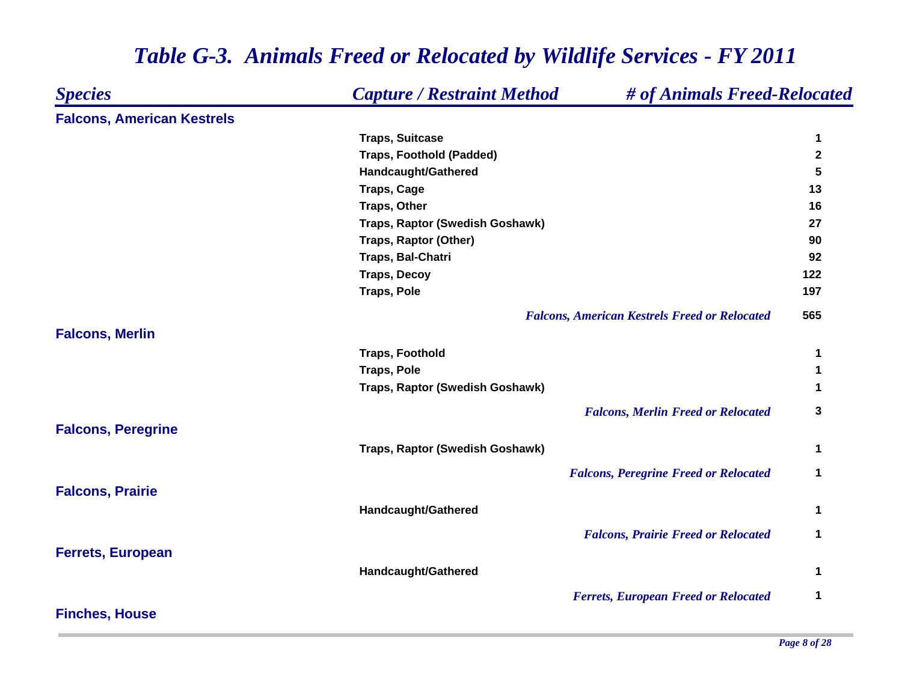# *Table G-3. Animals Freed or Relocated by Wildlife Services - FY 2011*

| *Species* | *Capture / Restraint Method* | *# of Animals Freed-Relocated* |
|---|---|---|
| **Falcons, American Kestrels** | | |
| | Traps, Suitcase | 1 |
| | Traps, Foothold (Padded) | 2 |
| | Handcaught/Gathered | 5 |
| | Traps, Cage | 13 |
| | Traps, Other | 16 |
| | Traps, Raptor (Swedish Goshawk) | 27 |
| | Traps, Raptor (Other) | 90 |
| | Traps, Bal-Chatri | 92 |
| | Traps, Decoy | 122 |
| | Traps, Pole | 197 |
| | *Falcons, American Kestrels Freed or Relocated* | 565 |
| **Falcons, Merlin** | | |
| | Traps, Foothold | 1 |
| | Traps, Pole | 1 |
| | Traps, Raptor (Swedish Goshawk) | 1 |
| | *Falcons, Merlin Freed or Relocated* | 3 |
| **Falcons, Peregrine** | | |
| | Traps, Raptor (Swedish Goshawk) | 1 |
| | *Falcons, Peregrine Freed or Relocated* | 1 |
| **Falcons, Prairie** | | |
| | Handcaught/Gathered | 1 |
| | *Falcons, Prairie Freed or Relocated* | 1 |
| **Ferrets, European** | | |
| | Handcaught/Gathered | 1 |
| | *Ferrets, European Freed or Relocated* | 1 |
| **Finches, House** | | |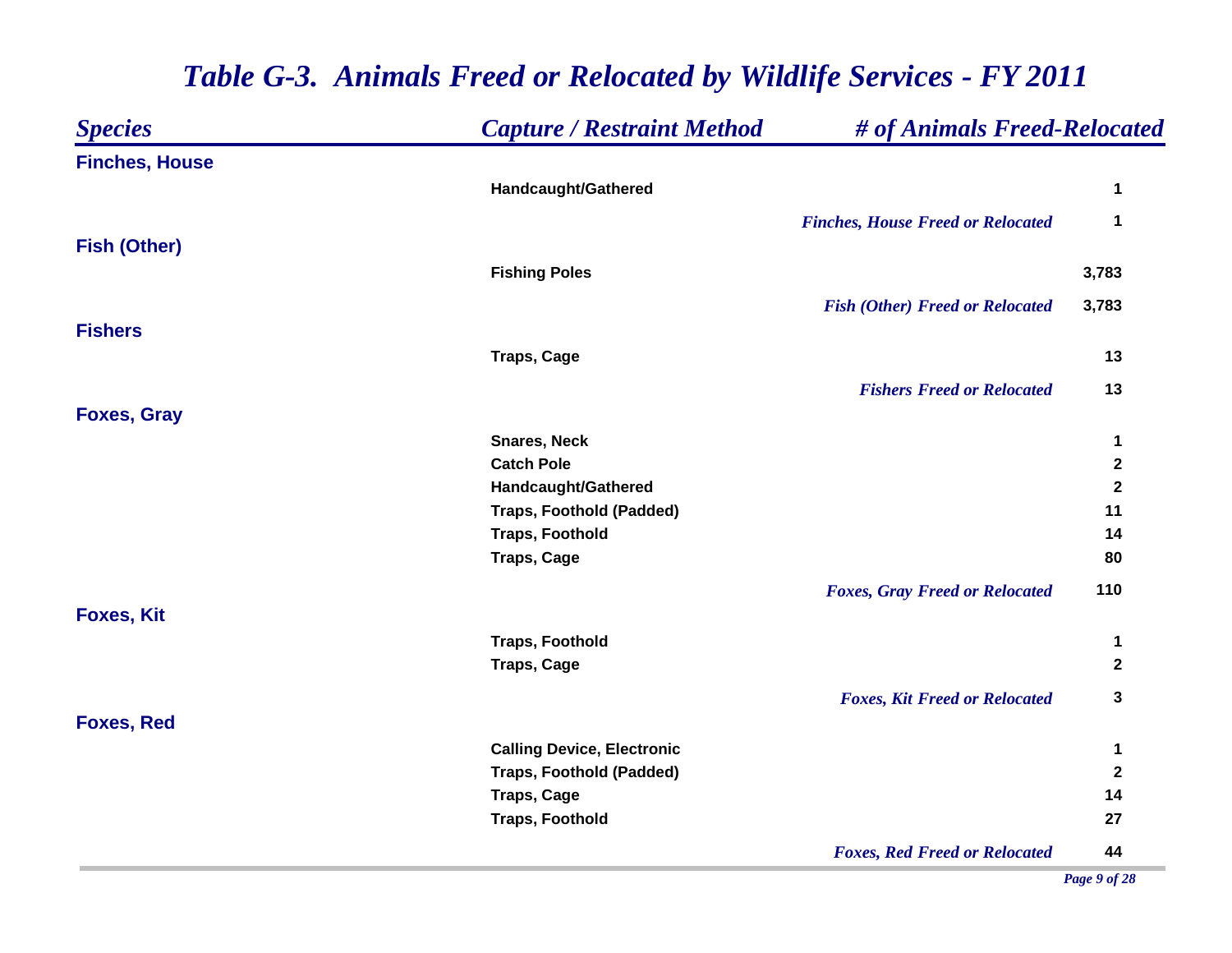# Table G-3. Animals Freed or Relocated by Wildlife Services - FY 2011

| *Species* | *Capture / Restraint Method* | *# of Animals Freed-Relocated* |
|---|---|---|
| **Finches, House** | | |
| | **Handcaught/Gathered** | **1** |
| | *Finches, House Freed or Relocated* | **1** |
| **Fish (Other)** | | |
| | **Fishing Poles** | **3,783** |
| | *Fish (Other) Freed or Relocated* | **3,783** |
| **Fishers** | | |
| | **Traps, Cage** | **13** |
| | *Fishers Freed or Relocated* | **13** |
| **Foxes, Gray** | | |
| | **Snares, Neck** | **1** |
| | **Catch Pole** | **2** |
| | **Handcaught/Gathered** | **2** |
| | **Traps, Foothold (Padded)** | **11** |
| | **Traps, Foothold** | **14** |
| | **Traps, Cage** | **80** |
| | *Foxes, Gray Freed or Relocated* | **110** |
| **Foxes, Kit** | | |
| | **Traps, Foothold** | **1** |
| | **Traps, Cage** | **2** |
| | *Foxes, Kit Freed or Relocated* | **3** |
| **Foxes, Red** | | |
| | **Calling Device, Electronic** | **1** |
| | **Traps, Foothold (Padded)** | **2** |
| | **Traps, Cage** | **14** |
| | **Traps, Foothold** | **27** |
| | *Foxes, Red Freed or Relocated* | **44** |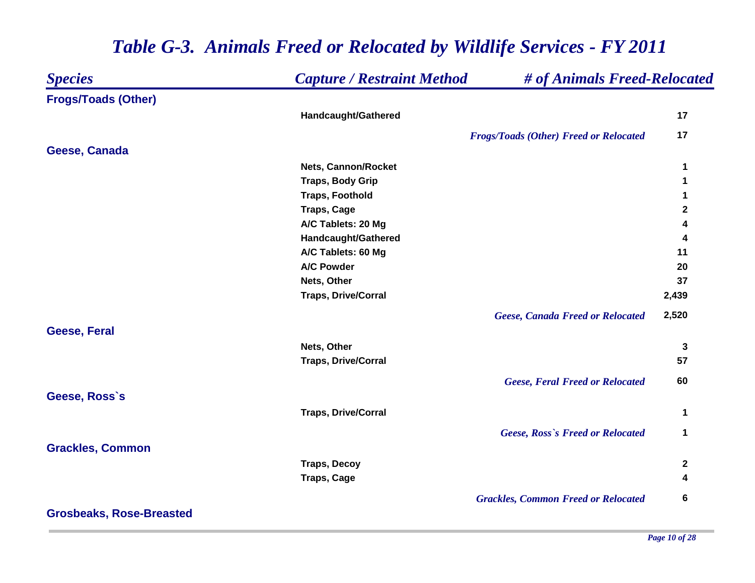# *Table G-3. Animals Freed or Relocated by Wildlife Services - FY 2011*

| *Species* | *Capture / Restraint Method* | *# of Animals Freed-Relocated* |
|---|---|---|
| **Frogs/Toads (Other)** | | |
| | Handcaught/Gathered | 17 |
| | *Frogs/Toads (Other) Freed or Relocated* | 17 |
| **Geese, Canada** | | |
| | Nets, Cannon/Rocket | 1 |
| | Traps, Body Grip | 1 |
| | Traps, Foothold | 1 |
| | Traps, Cage | 2 |
| | A/C Tablets: 20 Mg | 4 |
| | Handcaught/Gathered | 4 |
| | A/C Tablets: 60 Mg | 11 |
| | A/C Powder | 20 |
| | Nets, Other | 37 |
| | Traps, Drive/Corral | 2,439 |
| | *Geese, Canada Freed or Relocated* | 2,520 |
| **Geese, Feral** | | |
| | Nets, Other | 3 |
| | Traps, Drive/Corral | 57 |
| | *Geese, Feral Freed or Relocated* | 60 |
| **Geese, Ross`s** | | |
| | Traps, Drive/Corral | 1 |
| | *Geese, Ross`s Freed or Relocated* | 1 |
| **Grackles, Common** | | |
| | Traps, Decoy | 2 |
| | Traps, Cage | 4 |
| | *Grackles, Common Freed or Relocated* | 6 |
| **Grosbeaks, Rose-Breasted** | | |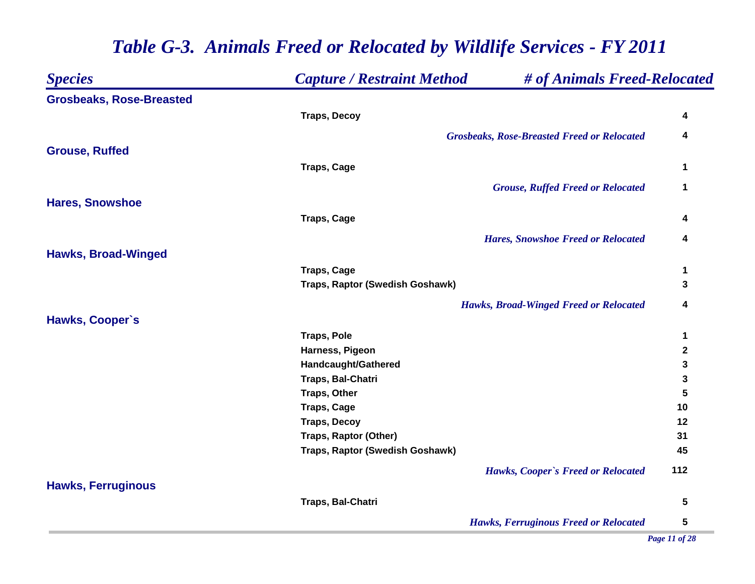# *Table G-3. Animals Freed or Relocated by Wildlife Services - FY 2011*

| *Species* | *Capture / Restraint Method* | *# of Animals Freed-Relocated* |
|---|---|---|
| **Grosbeaks, Rose-Breasted** | | |
| | Traps, Decoy | 4 |
| | *Grosbeaks, Rose-Breasted Freed or Relocated* | 4 |
| **Grouse, Ruffed** | | |
| | Traps, Cage | 1 |
| | *Grouse, Ruffed Freed or Relocated* | 1 |
| **Hares, Snowshoe** | | |
| | Traps, Cage | 4 |
| | *Hares, Snowshoe Freed or Relocated* | 4 |
| **Hawks, Broad-Winged** | | |
| | Traps, Cage | 1 |
| | Traps, Raptor (Swedish Goshawk) | 3 |
| | *Hawks, Broad-Winged Freed or Relocated* | 4 |
| **Hawks, Cooper`s** | | |
| | Traps, Pole | 1 |
| | Harness, Pigeon | 2 |
| | Handcaught/Gathered | 3 |
| | Traps, Bal-Chatri | 3 |
| | Traps, Other | 5 |
| | Traps, Cage | 10 |
| | Traps, Decoy | 12 |
| | Traps, Raptor (Other) | 31 |
| | Traps, Raptor (Swedish Goshawk) | 45 |
| | *Hawks, Cooper`s Freed or Relocated* | 112 |
| **Hawks, Ferruginous** | | |
| | Traps, Bal-Chatri | 5 |
| | *Hawks, Ferruginous Freed or Relocated* | 5 |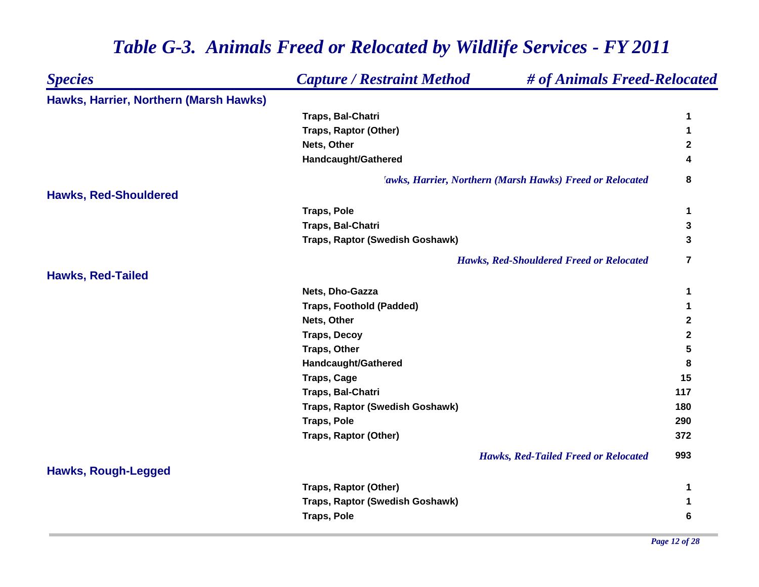# *Table G-3. Animals Freed or Relocated by Wildlife Services - FY 2011*

| *Species* | *Capture / Restraint Method* | *# of Animals Freed-Relocated* |
|---|---|---|
| **Hawks, Harrier, Northern (Marsh Hawks)** | | |
| | **Traps, Bal-Chatri** | **1** |
| | **Traps, Raptor (Other)** | **1** |
| | **Nets, Other** | **2** |
| | **Handcaught/Gathered** | **4** |
| | ***'awks, Harrier, Northern (Marsh Hawks) Freed or Relocated*** | **8** |
| **Hawks, Red-Shouldered** | | |
| | **Traps, Pole** | **1** |
| | **Traps, Bal-Chatri** | **3** |
| | **Traps, Raptor (Swedish Goshawk)** | **3** |
| | ***Hawks, Red-Shouldered Freed or Relocated*** | **7** |
| **Hawks, Red-Tailed** | | |
| | **Nets, Dho-Gazza** | **1** |
| | **Traps, Foothold (Padded)** | **1** |
| | **Nets, Other** | **2** |
| | **Traps, Decoy** | **2** |
| | **Traps, Other** | **5** |
| | **Handcaught/Gathered** | **8** |
| | **Traps, Cage** | **15** |
| | **Traps, Bal-Chatri** | **117** |
| | **Traps, Raptor (Swedish Goshawk)** | **180** |
| | **Traps, Pole** | **290** |
| | **Traps, Raptor (Other)** | **372** |
| | ***Hawks, Red-Tailed Freed or Relocated*** | **993** |
| **Hawks, Rough-Legged** | | |
| | **Traps, Raptor (Other)** | **1** |
| | **Traps, Raptor (Swedish Goshawk)** | **1** |
| | **Traps, Pole** | **6** |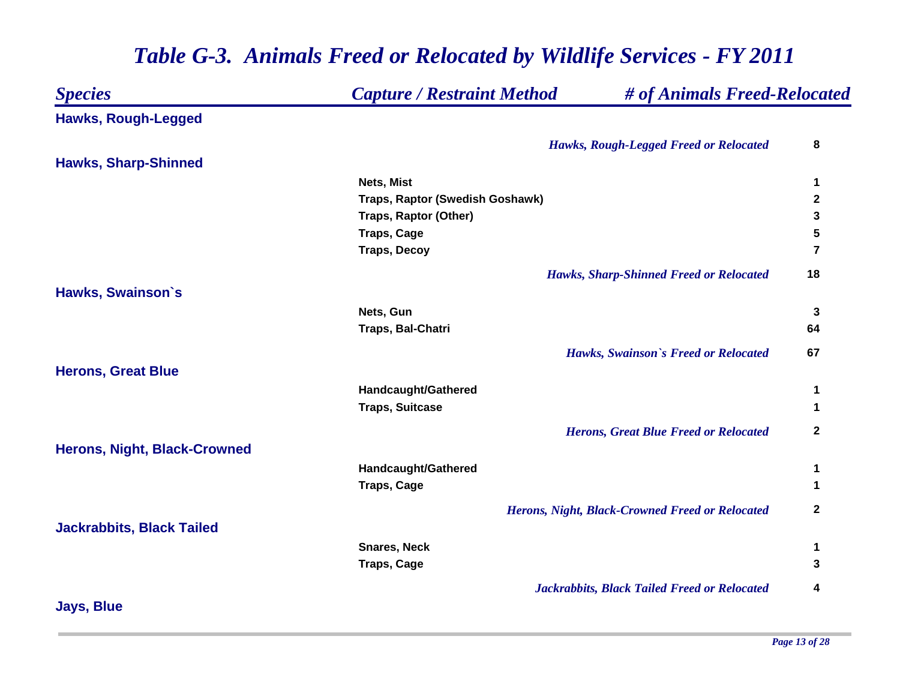# Table G-3. Animals Freed or Relocated by Wildlife Services - FY 2011

| Species | Capture / Restraint Method | # of Animals Freed-Relocated |
|---|---|---|
| **Hawks, Rough-Legged** | | |
| | *Hawks, Rough-Legged Freed or Relocated* | 8 |
| **Hawks, Sharp-Shinned** | | |
| | Nets, Mist | 1 |
| | Traps, Raptor (Swedish Goshawk) | 2 |
| | Traps, Raptor (Other) | 3 |
| | Traps, Cage | 5 |
| | Traps, Decoy | 7 |
| | *Hawks, Sharp-Shinned Freed or Relocated* | 18 |
| **Hawks, Swainson`s** | | |
| | Nets, Gun | 3 |
| | Traps, Bal-Chatri | 64 |
| | *Hawks, Swainson`s Freed or Relocated* | 67 |
| **Herons, Great Blue** | | |
| | Handcaught/Gathered | 1 |
| | Traps, Suitcase | 1 |
| | *Herons, Great Blue Freed or Relocated* | 2 |
| **Herons, Night, Black-Crowned** | | |
| | Handcaught/Gathered | 1 |
| | Traps, Cage | 1 |
| | *Herons, Night, Black-Crowned Freed or Relocated* | 2 |
| **Jackrabbits, Black Tailed** | | |
| | Snares, Neck | 1 |
| | Traps, Cage | 3 |
| | *Jackrabbits, Black Tailed Freed or Relocated* | 4 |
| **Jays, Blue** | | |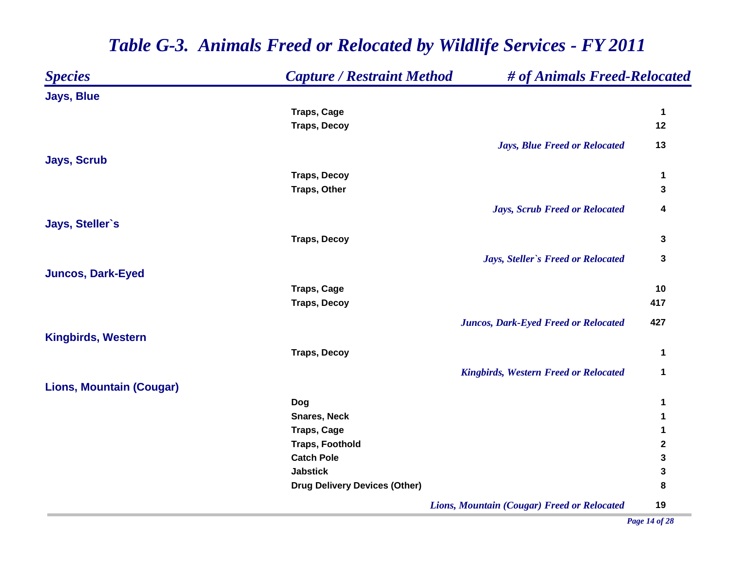# *Table G-3. Animals Freed or Relocated by Wildlife Services - FY 2011*

| *Species* | *Capture / Restraint Method* | *# of Animals Freed-Relocated* |
|---|---|---|
| **Jays, Blue** | | |
| | **Traps, Cage** | **1** |
| | **Traps, Decoy** | **12** |
| | ***Jays, Blue Freed or Relocated*** | **13** |
| **Jays, Scrub** | | |
| | **Traps, Decoy** | **1** |
| | **Traps, Other** | **3** |
| | ***Jays, Scrub Freed or Relocated*** | **4** |
| **Jays, Steller`s** | | |
| | **Traps, Decoy** | **3** |
| | ***Jays, Steller`s Freed or Relocated*** | **3** |
| **Juncos, Dark-Eyed** | | |
| | **Traps, Cage** | **10** |
| | **Traps, Decoy** | **417** |
| | ***Juncos, Dark-Eyed Freed or Relocated*** | **427** |
| **Kingbirds, Western** | | |
| | **Traps, Decoy** | **1** |
| | ***Kingbirds, Western Freed or Relocated*** | **1** |
| **Lions, Mountain (Cougar)** | | |
| | **Dog** | **1** |
| | **Snares, Neck** | **1** |
| | **Traps, Cage** | **1** |
| | **Traps, Foothold** | **2** |
| | **Catch Pole** | **3** |
| | **Jabstick** | **3** |
| | **Drug Delivery Devices (Other)** | **8** |
| | ***Lions, Mountain (Cougar) Freed or Relocated*** | **19** |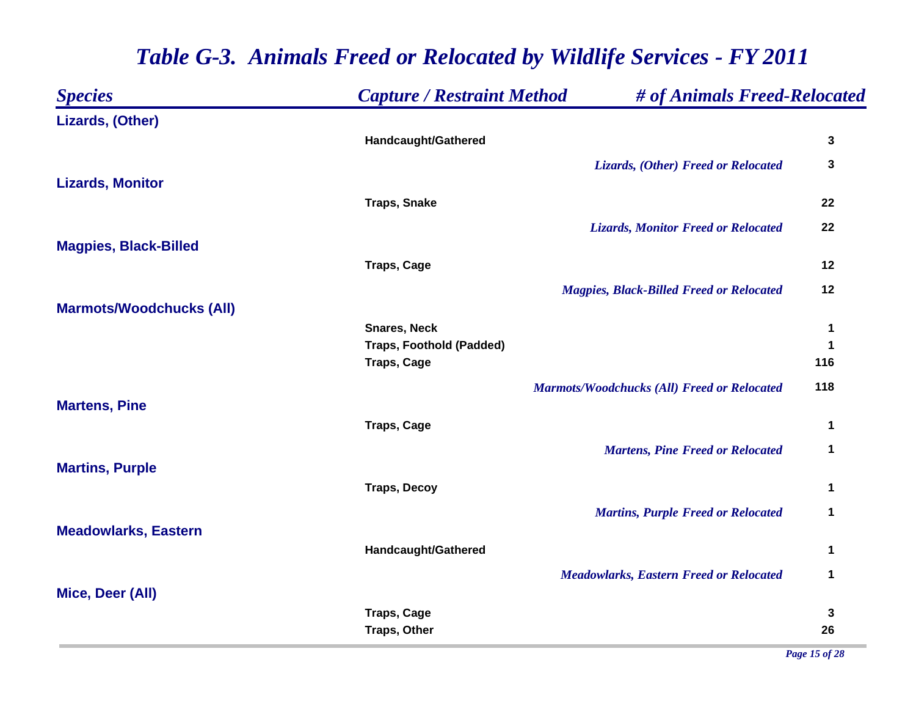# *Table G-3. Animals Freed or Relocated by Wildlife Services - FY 2011*

| *Species* | *Capture / Restraint Method* | *# of Animals Freed-Relocated* |
|---|---|---|
| **Lizards, (Other)** | | |
| | **Handcaught/Gathered** | **3** |
| | ***Lizards, (Other) Freed or Relocated*** | **3** |
| **Lizards, Monitor** | | |
| | **Traps, Snake** | **22** |
| | ***Lizards, Monitor Freed or Relocated*** | **22** |
| **Magpies, Black-Billed** | | |
| | **Traps, Cage** | **12** |
| | ***Magpies, Black-Billed Freed or Relocated*** | **12** |
| **Marmots/Woodchucks (All)** | | |
| | **Snares, Neck** | **1** |
| | **Traps, Foothold (Padded)** | **1** |
| | **Traps, Cage** | **116** |
| | ***Marmots/Woodchucks (All) Freed or Relocated*** | **118** |
| **Martens, Pine** | | |
| | **Traps, Cage** | **1** |
| | ***Martens, Pine Freed or Relocated*** | **1** |
| **Martins, Purple** | | |
| | **Traps, Decoy** | **1** |
| | ***Martins, Purple Freed or Relocated*** | **1** |
| **Meadowlarks, Eastern** | | |
| | **Handcaught/Gathered** | **1** |
| | ***Meadowlarks, Eastern Freed or Relocated*** | **1** |
| **Mice, Deer (All)** | | |
| | **Traps, Cage** | **3** |
| | **Traps, Other** | **26** |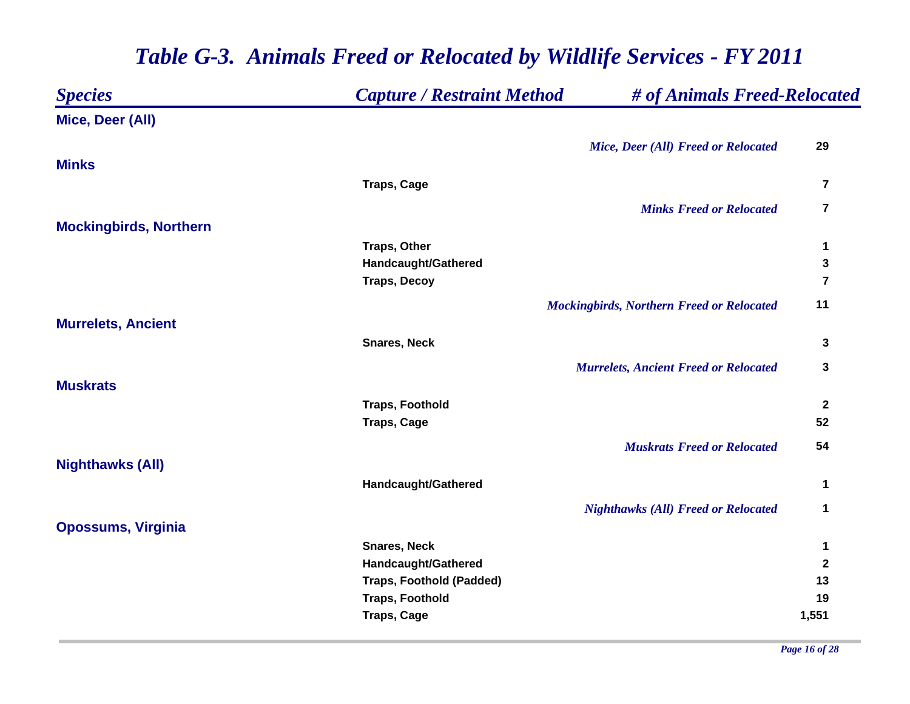# Table G-3. Animals Freed or Relocated by Wildlife Services - FY 2011

| *Species* | *Capture / Restraint Method* | *# of Animals Freed-Relocated* |
|---|---|---|
| **Mice, Deer (All)** | | |
| | *Mice, Deer (All) Freed or Relocated* | 29 |
| **Minks** | | |
| | Traps, Cage | 7 |
| | *Minks Freed or Relocated* | 7 |
| **Mockingbirds, Northern** | | |
| | Traps, Other | 1 |
| | Handcaught/Gathered | 3 |
| | Traps, Decoy | 7 |
| | *Mockingbirds, Northern Freed or Relocated* | 11 |
| **Murrelets, Ancient** | | |
| | Snares, Neck | 3 |
| | *Murrelets, Ancient Freed or Relocated* | 3 |
| **Muskrats** | | |
| | Traps, Foothold | 2 |
| | Traps, Cage | 52 |
| | *Muskrats Freed or Relocated* | 54 |
| **Nighthawks (All)** | | |
| | Handcaught/Gathered | 1 |
| | *Nighthawks (All) Freed or Relocated* | 1 |
| **Opossums, Virginia** | | |
| | Snares, Neck | 1 |
| | Handcaught/Gathered | 2 |
| | Traps, Foothold (Padded) | 13 |
| | Traps, Foothold | 19 |
| | Traps, Cage | 1,551 |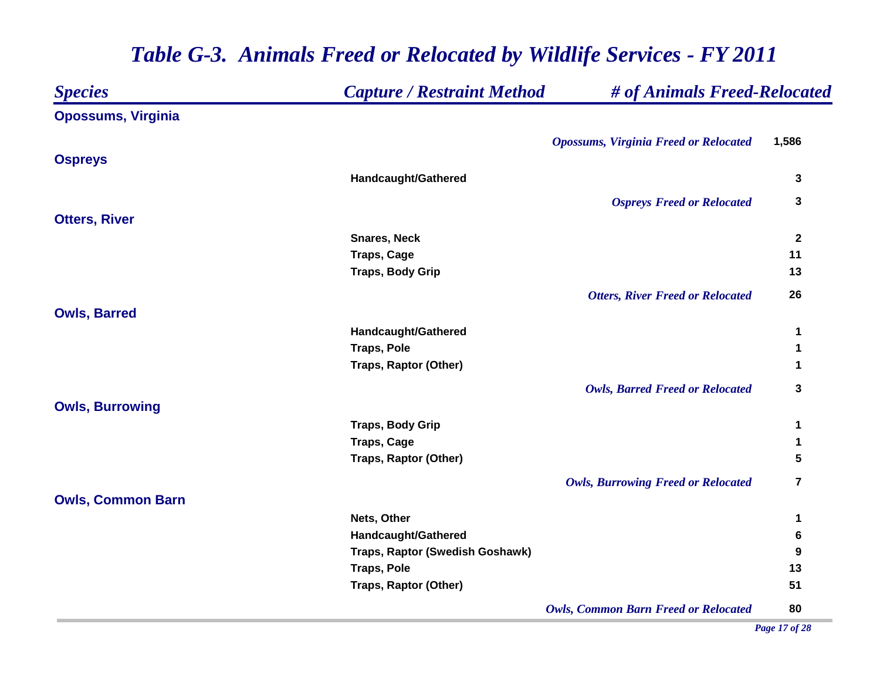# *Table G-3. Animals Freed or Relocated by Wildlife Services - FY 2011*

| *Species* | *Capture / Restraint Method* | *# of Animals Freed-Relocated* |
|---|---|---|
| **Opossums, Virginia** | | |
| | *Opossums, Virginia Freed or Relocated* | **1,586** |
| **Ospreys** | | |
| | Handcaught/Gathered | 3 |
| | *Ospreys Freed or Relocated* | **3** |
| **Otters, River** | | |
| | Snares, Neck | 2 |
| | Traps, Cage | 11 |
| | Traps, Body Grip | 13 |
| | *Otters, River Freed or Relocated* | **26** |
| **Owls, Barred** | | |
| | Handcaught/Gathered | 1 |
| | Traps, Pole | 1 |
| | Traps, Raptor (Other) | 1 |
| | *Owls, Barred Freed or Relocated* | **3** |
| **Owls, Burrowing** | | |
| | Traps, Body Grip | 1 |
| | Traps, Cage | 1 |
| | Traps, Raptor (Other) | 5 |
| | *Owls, Burrowing Freed or Relocated* | **7** |
| **Owls, Common Barn** | | |
| | Nets, Other | 1 |
| | Handcaught/Gathered | 6 |
| | Traps, Raptor (Swedish Goshawk) | 9 |
| | Traps, Pole | 13 |
| | Traps, Raptor (Other) | 51 |
| | *Owls, Common Barn Freed or Relocated* | **80** |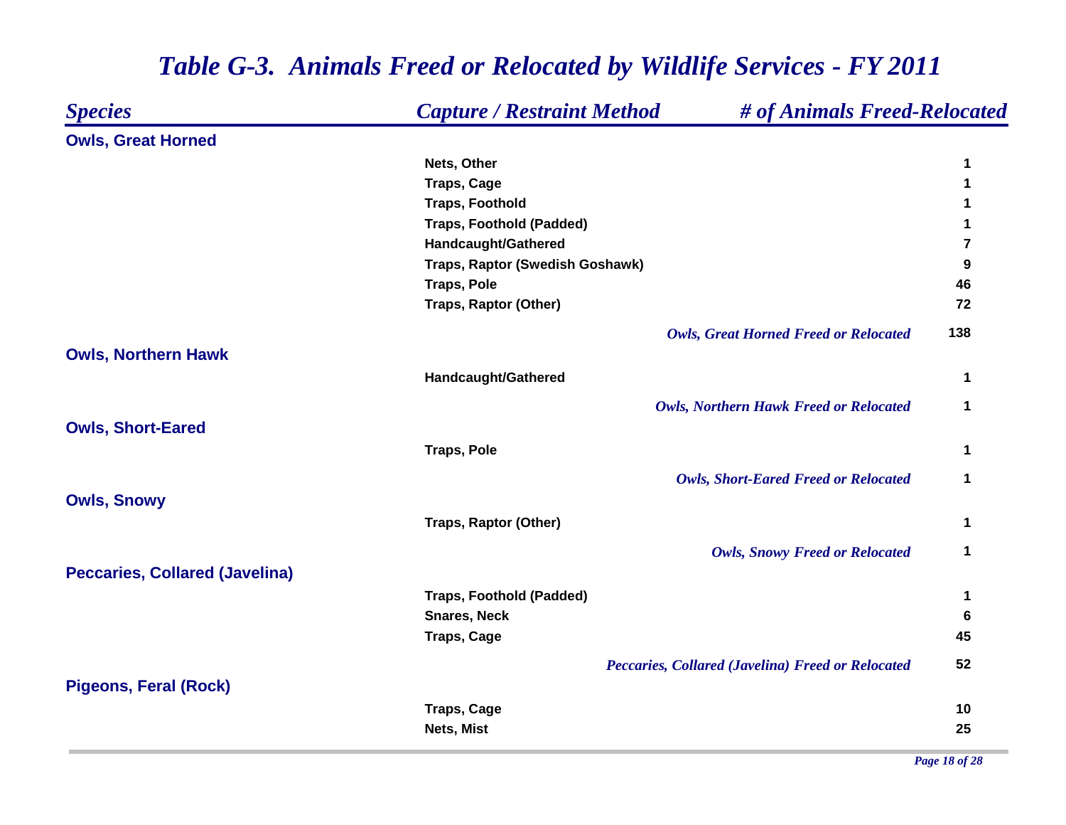# Table G-3. Animals Freed or Relocated by Wildlife Services - FY 2011

| Species | Capture / Restraint Method | # of Animals Freed-Relocated |
|---|---|---|
| **Owls, Great Horned** | | |
| | Nets, Other | 1 |
| | Traps, Cage | 1 |
| | Traps, Foothold | 1 |
| | Traps, Foothold (Padded) | 1 |
| | Handcaught/Gathered | 7 |
| | Traps, Raptor (Swedish Goshawk) | 9 |
| | Traps, Pole | 46 |
| | Traps, Raptor (Other) | 72 |
| | *Owls, Great Horned Freed or Relocated* | 138 |
| **Owls, Northern Hawk** | | |
| | Handcaught/Gathered | 1 |
| | *Owls, Northern Hawk Freed or Relocated* | 1 |
| **Owls, Short-Eared** | | |
| | Traps, Pole | 1 |
| | *Owls, Short-Eared Freed or Relocated* | 1 |
| **Owls, Snowy** | | |
| | Traps, Raptor (Other) | 1 |
| | *Owls, Snowy Freed or Relocated* | 1 |
| **Peccaries, Collared (Javelina)** | | |
| | Traps, Foothold (Padded) | 1 |
| | Snares, Neck | 6 |
| | Traps, Cage | 45 |
| | *Peccaries, Collared (Javelina) Freed or Relocated* | 52 |
| **Pigeons, Feral (Rock)** | | |
| | Traps, Cage | 10 |
| | Nets, Mist | 25 |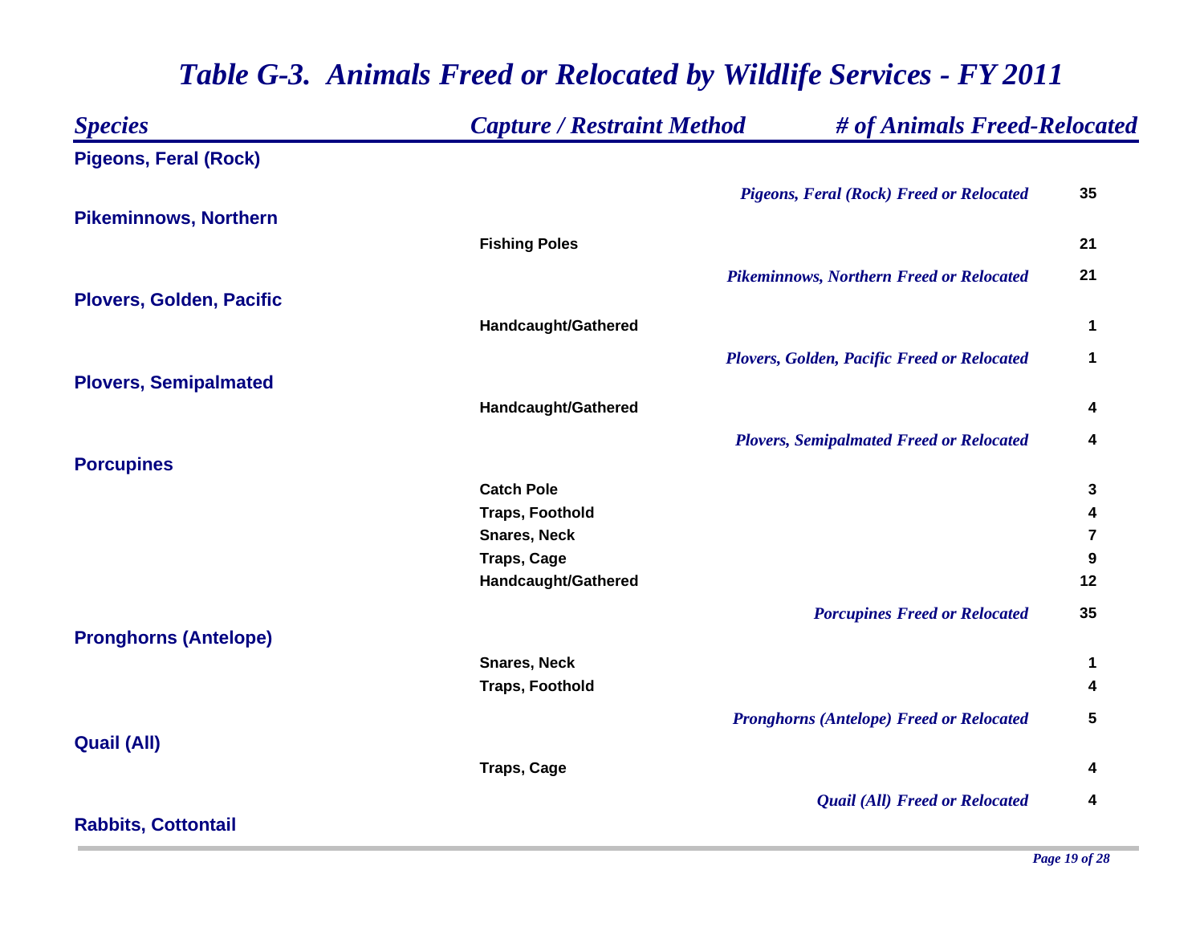# *Table G-3. Animals Freed or Relocated by Wildlife Services - FY 2011*

| *Species* | *Capture / Restraint Method* | *# of Animals Freed-Relocated* |
|---|---|---|
| **Pigeons, Feral (Rock)** | | |
| | *Pigeons, Feral (Rock) Freed or Relocated* | **35** |
| **Pikeminnows, Northern** | | |
| | **Fishing Poles** | **21** |
| | *Pikeminnows, Northern Freed or Relocated* | **21** |
| **Plovers, Golden, Pacific** | | |
| | **Handcaught/Gathered** | **1** |
| | *Plovers, Golden, Pacific Freed or Relocated* | **1** |
| **Plovers, Semipalmated** | | |
| | **Handcaught/Gathered** | **4** |
| | *Plovers, Semipalmated Freed or Relocated* | **4** |
| **Porcupines** | | |
| | **Catch Pole** | **3** |
| | **Traps, Foothold** | **4** |
| | **Snares, Neck** | **7** |
| | **Traps, Cage** | **9** |
| | **Handcaught/Gathered** | **12** |
| | *Porcupines Freed or Relocated* | **35** |
| **Pronghorns (Antelope)** | | |
| | **Snares, Neck** | **1** |
| | **Traps, Foothold** | **4** |
| | *Pronghorns (Antelope) Freed or Relocated* | **5** |
| **Quail (All)** | | |
| | **Traps, Cage** | **4** |
| | *Quail (All) Freed or Relocated* | **4** |
| **Rabbits, Cottontail** | | |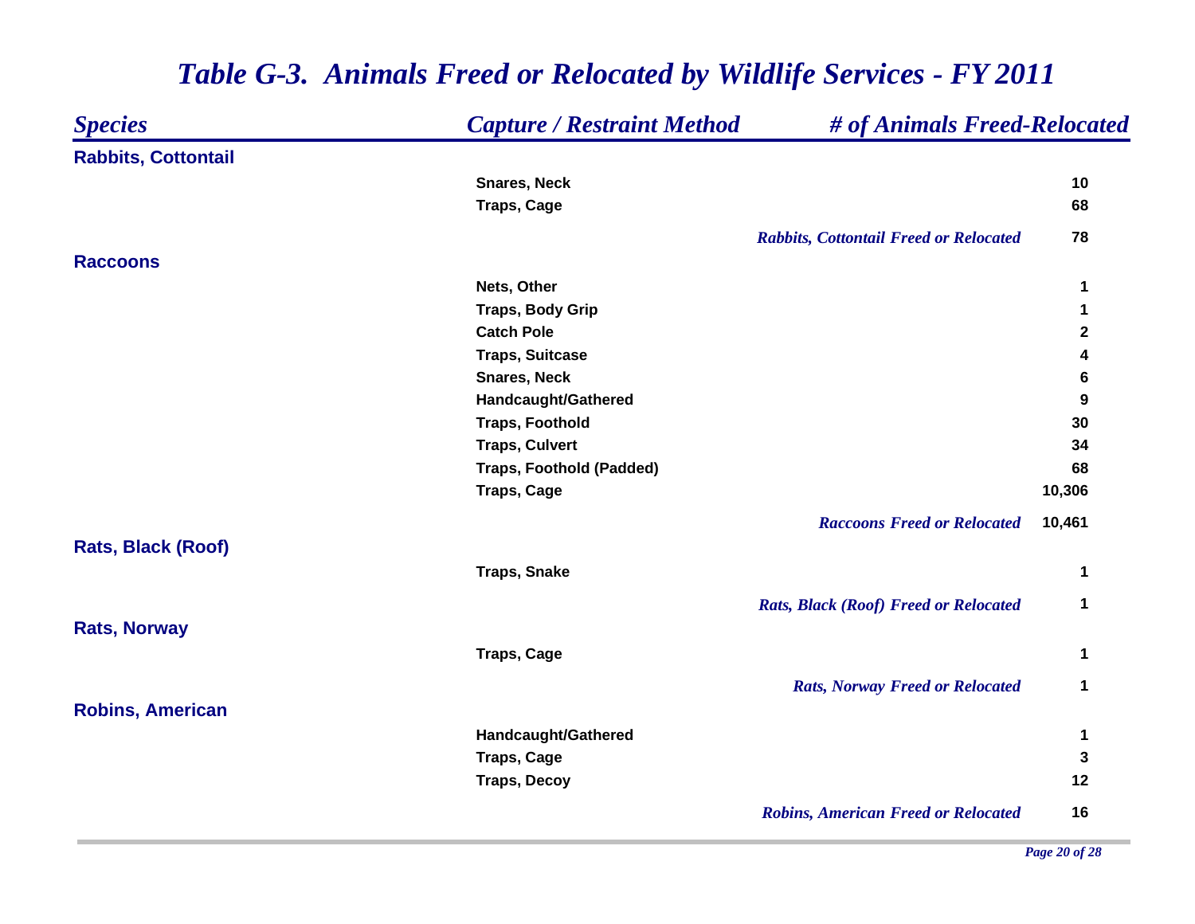# Table G-3. Animals Freed or Relocated by Wildlife Services - FY 2011

| Species | Capture / Restraint Method | # of Animals Freed-Relocated |
| --- | --- | --- |
| **Rabbits, Cottontail** | | |
| | Snares, Neck | 10 |
| | Traps, Cage | 68 |
| | *Rabbits, Cottontail Freed or Relocated* | 78 |
| **Raccoons** | | |
| | Nets, Other | 1 |
| | Traps, Body Grip | 1 |
| | Catch Pole | 2 |
| | Traps, Suitcase | 4 |
| | Snares, Neck | 6 |
| | Handcaught/Gathered | 9 |
| | Traps, Foothold | 30 |
| | Traps, Culvert | 34 |
| | Traps, Foothold (Padded) | 68 |
| | Traps, Cage | 10,306 |
| | *Raccoons Freed or Relocated* | 10,461 |
| **Rats, Black (Roof)** | | |
| | Traps, Snake | 1 |
| | *Rats, Black (Roof) Freed or Relocated* | 1 |
| **Rats, Norway** | | |
| | Traps, Cage | 1 |
| | *Rats, Norway Freed or Relocated* | 1 |
| **Robins, American** | | |
| | Handcaught/Gathered | 1 |
| | Traps, Cage | 3 |
| | Traps, Decoy | 12 |
| | *Robins, American Freed or Relocated* | 16 |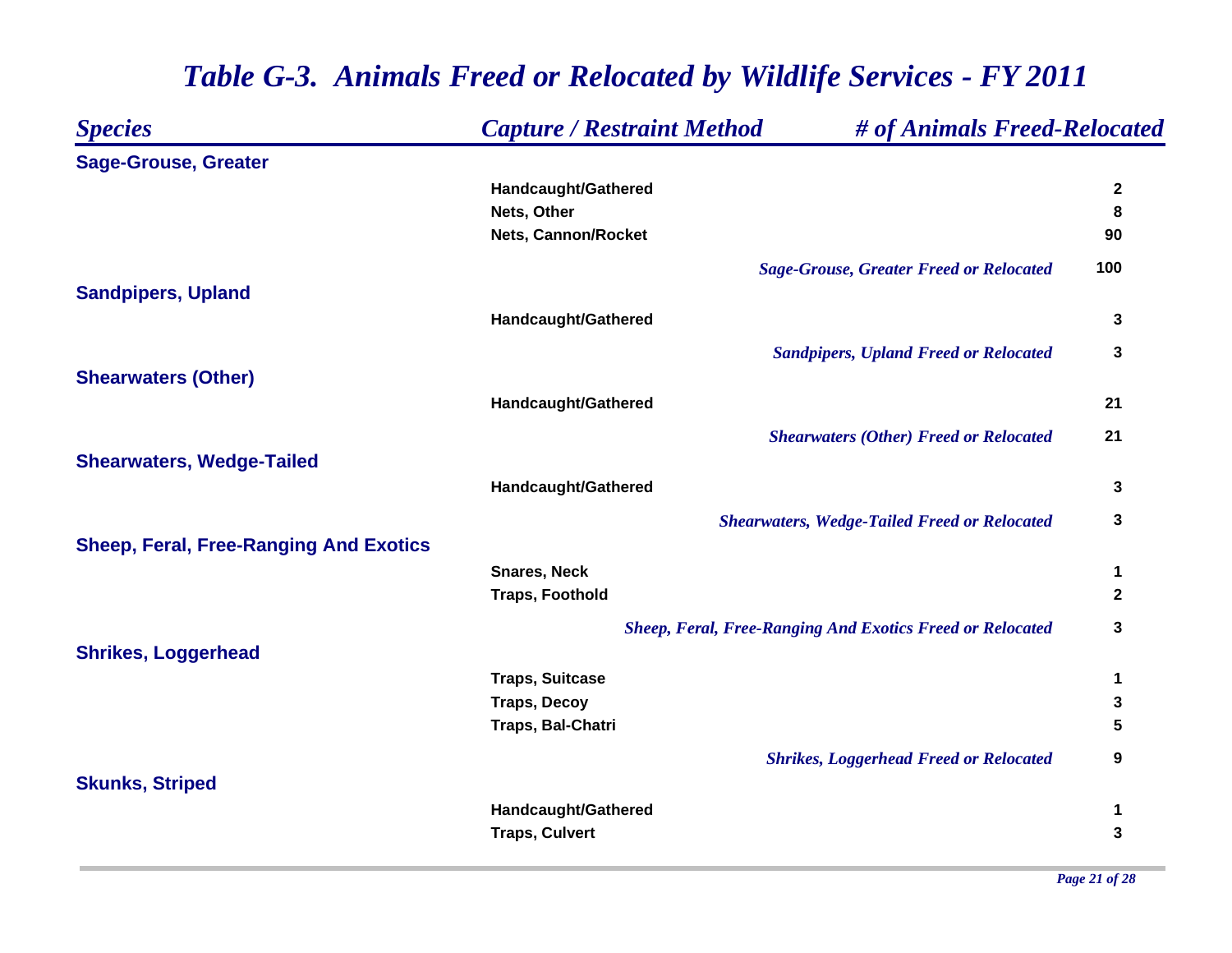# *Table G-3. Animals Freed or Relocated by Wildlife Services - FY 2011*

| *Species* | *Capture / Restraint Method* | *# of Animals Freed-Relocated* |
|---|---|---|
| **Sage-Grouse, Greater** | | |
| | Handcaught/Gathered | 2 |
| | Nets, Other | 8 |
| | Nets, Cannon/Rocket | 90 |
| | *Sage-Grouse, Greater Freed or Relocated* | 100 |
| **Sandpipers, Upland** | | |
| | Handcaught/Gathered | 3 |
| | *Sandpipers, Upland Freed or Relocated* | 3 |
| **Shearwaters (Other)** | | |
| | Handcaught/Gathered | 21 |
| | *Shearwaters (Other) Freed or Relocated* | 21 |
| **Shearwaters, Wedge-Tailed** | | |
| | Handcaught/Gathered | 3 |
| | *Shearwaters, Wedge-Tailed Freed or Relocated* | 3 |
| **Sheep, Feral, Free-Ranging And Exotics** | | |
| | Snares, Neck | 1 |
| | Traps, Foothold | 2 |
| | *Sheep, Feral, Free-Ranging And Exotics Freed or Relocated* | 3 |
| **Shrikes, Loggerhead** | | |
| | Traps, Suitcase | 1 |
| | Traps, Decoy | 3 |
| | Traps, Bal-Chatri | 5 |
| | *Shrikes, Loggerhead Freed or Relocated* | 9 |
| **Skunks, Striped** | | |
| | Handcaught/Gathered | 1 |
| | Traps, Culvert | 3 |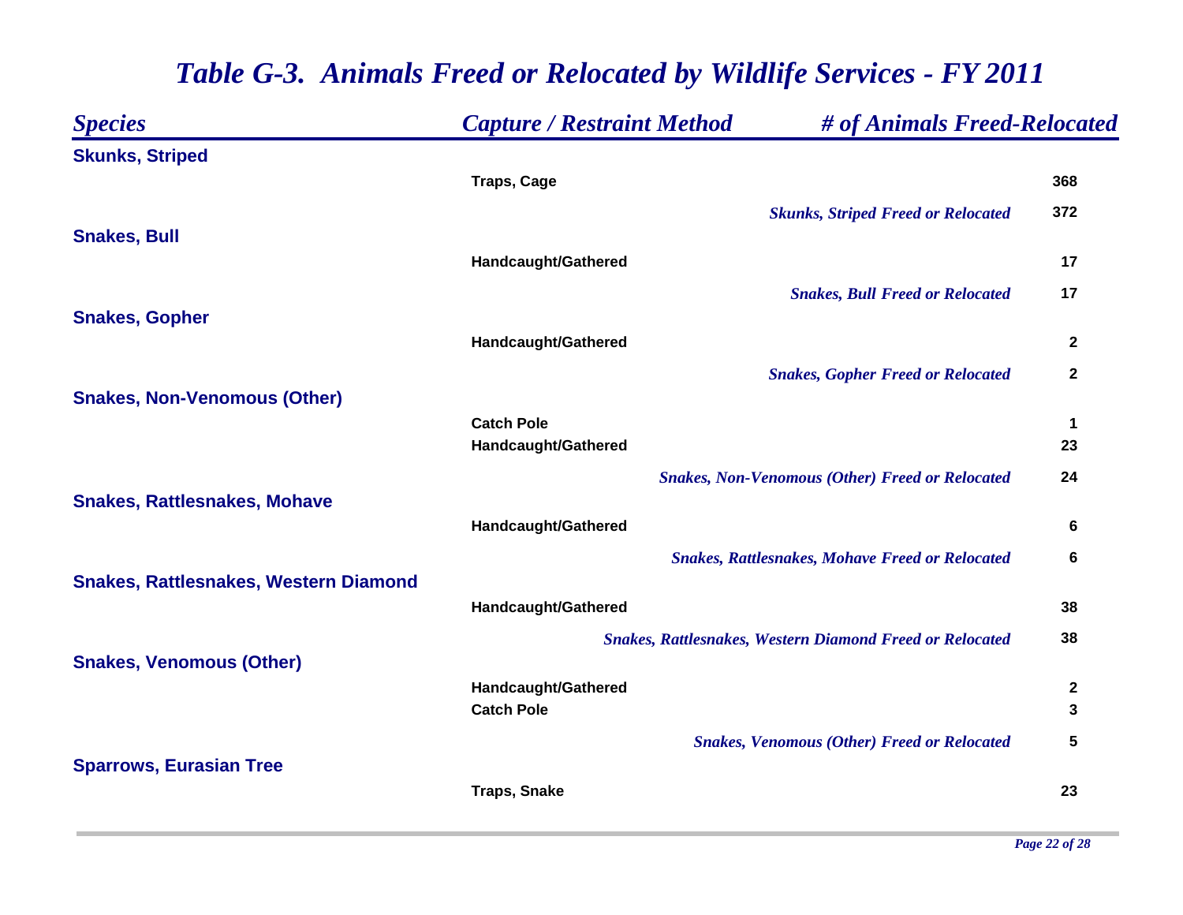# *Table G-3. Animals Freed or Relocated by Wildlife Services - FY 2011*

| *Species* | *Capture / Restraint Method* | *# of Animals Freed-Relocated* |
|---|---|---|
| **Skunks, Striped** | | |
| | **Traps, Cage** | **368** |
| | ***Skunks, Striped Freed or Relocated*** | **372** |
| **Snakes, Bull** | | |
| | **Handcaught/Gathered** | **17** |
| | ***Snakes, Bull Freed or Relocated*** | **17** |
| **Snakes, Gopher** | | |
| | **Handcaught/Gathered** | **2** |
| | ***Snakes, Gopher Freed or Relocated*** | **2** |
| **Snakes, Non-Venomous (Other)** | | |
| | **Catch Pole** | **1** |
| | **Handcaught/Gathered** | **23** |
| | ***Snakes, Non-Venomous (Other) Freed or Relocated*** | **24** |
| **Snakes, Rattlesnakes, Mohave** | | |
| | **Handcaught/Gathered** | **6** |
| | ***Snakes, Rattlesnakes, Mohave Freed or Relocated*** | **6** |
| **Snakes, Rattlesnakes, Western Diamond** | | |
| | **Handcaught/Gathered** | **38** |
| | ***Snakes, Rattlesnakes, Western Diamond Freed or Relocated*** | **38** |
| **Snakes, Venomous (Other)** | | |
| | **Handcaught/Gathered** | **2** |
| | **Catch Pole** | **3** |
| | ***Snakes, Venomous (Other) Freed or Relocated*** | **5** |
| **Sparrows, Eurasian Tree** | | |
| | **Traps, Snake** | **23** |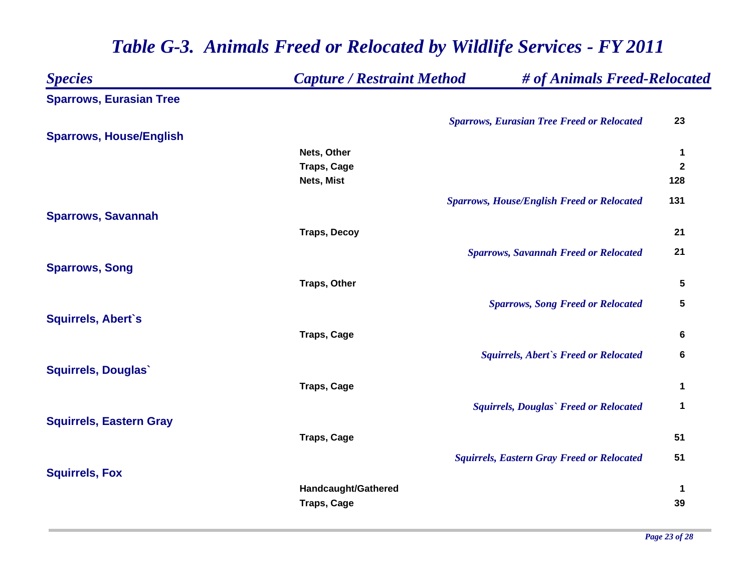# Table G-3. Animals Freed or Relocated by Wildlife Services - FY 2011

| Species | Capture / Restraint Method | # of Animals Freed-Relocated |
|---|---|---|
| **Sparrows, Eurasian Tree** | | |
| | *Sparrows, Eurasian Tree Freed or Relocated* | 23 |
| **Sparrows, House/English** | | |
| | Nets, Other | 1 |
| | Traps, Cage | 2 |
| | Nets, Mist | 128 |
| | *Sparrows, House/English Freed or Relocated* | 131 |
| **Sparrows, Savannah** | | |
| | Traps, Decoy | 21 |
| | *Sparrows, Savannah Freed or Relocated* | 21 |
| **Sparrows, Song** | | |
| | Traps, Other | 5 |
| | *Sparrows, Song Freed or Relocated* | 5 |
| **Squirrels, Abert`s** | | |
| | Traps, Cage | 6 |
| | *Squirrels, Abert`s Freed or Relocated* | 6 |
| **Squirrels, Douglas`** | | |
| | Traps, Cage | 1 |
| | *Squirrels, Douglas` Freed or Relocated* | 1 |
| **Squirrels, Eastern Gray** | | |
| | Traps, Cage | 51 |
| | *Squirrels, Eastern Gray Freed or Relocated* | 51 |
| **Squirrels, Fox** | | |
| | Handcaught/Gathered | 1 |
| | Traps, Cage | 39 |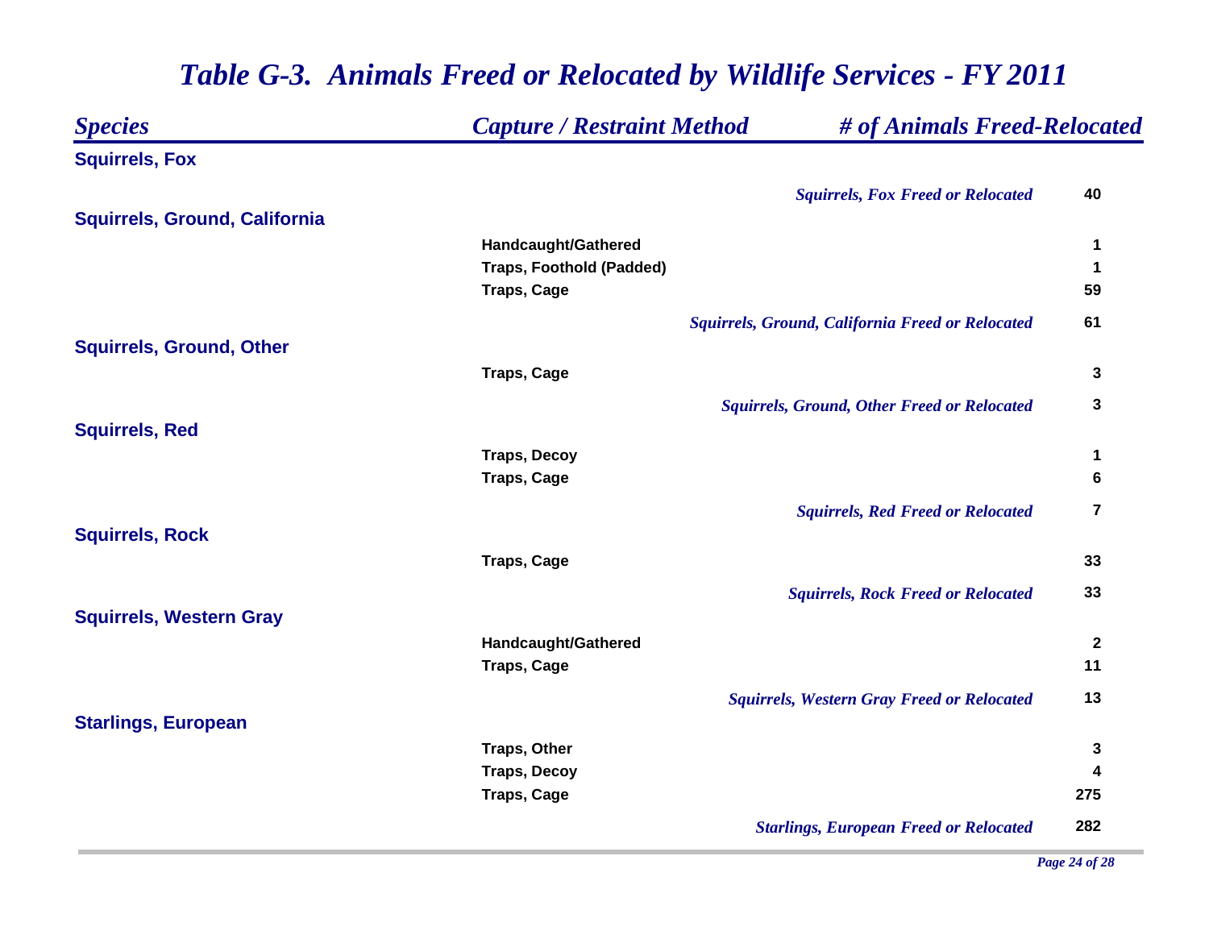# *Table G-3. Animals Freed or Relocated by Wildlife Services - FY 2011*

| *Species* | *Capture / Restraint Method* | *# of Animals Freed-Relocated* |
|---|---|---|
| **Squirrels, Fox** | | |
| | *Squirrels, Fox Freed or Relocated* | **40** |
| **Squirrels, Ground, California** | | |
| | Handcaught/Gathered | 1 |
| | Traps, Foothold (Padded) | 1 |
| | Traps, Cage | 59 |
| | *Squirrels, Ground, California Freed or Relocated* | **61** |
| **Squirrels, Ground, Other** | | |
| | Traps, Cage | 3 |
| | *Squirrels, Ground, Other Freed or Relocated* | **3** |
| **Squirrels, Red** | | |
| | Traps, Decoy | 1 |
| | Traps, Cage | 6 |
| | *Squirrels, Red Freed or Relocated* | **7** |
| **Squirrels, Rock** | | |
| | Traps, Cage | 33 |
| | *Squirrels, Rock Freed or Relocated* | **33** |
| **Squirrels, Western Gray** | | |
| | Handcaught/Gathered | 2 |
| | Traps, Cage | 11 |
| | *Squirrels, Western Gray Freed or Relocated* | **13** |
| **Starlings, European** | | |
| | Traps, Other | 3 |
| | Traps, Decoy | 4 |
| | Traps, Cage | 275 |
| | *Starlings, European Freed or Relocated* | **282** |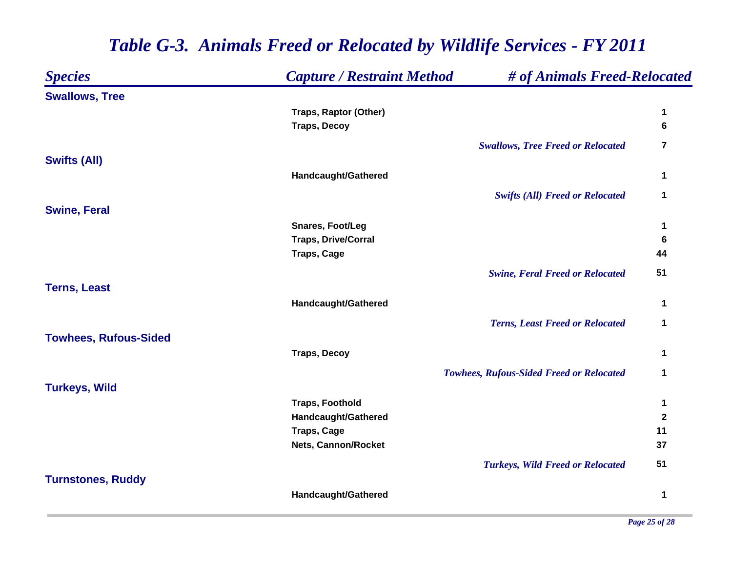# Table G-3. Animals Freed or Relocated by Wildlife Services - FY 2011

| Species | Capture / Restraint Method | # of Animals Freed-Relocated |
|---|---|---|
| **Swallows, Tree** | | |
| | Traps, Raptor (Other) | 1 |
| | Traps, Decoy | 6 |
| | *Swallows, Tree Freed or Relocated* | 7 |
| **Swifts (All)** | | |
| | Handcaught/Gathered | 1 |
| | *Swifts (All) Freed or Relocated* | 1 |
| **Swine, Feral** | | |
| | Snares, Foot/Leg | 1 |
| | Traps, Drive/Corral | 6 |
| | Traps, Cage | 44 |
| | *Swine, Feral Freed or Relocated* | 51 |
| **Terns, Least** | | |
| | Handcaught/Gathered | 1 |
| | *Terns, Least Freed or Relocated* | 1 |
| **Towhees, Rufous-Sided** | | |
| | Traps, Decoy | 1 |
| | *Towhees, Rufous-Sided Freed or Relocated* | 1 |
| **Turkeys, Wild** | | |
| | Traps, Foothold | 1 |
| | Handcaught/Gathered | 2 |
| | Traps, Cage | 11 |
| | Nets, Cannon/Rocket | 37 |
| | *Turkeys, Wild Freed or Relocated* | 51 |
| **Turnstones, Ruddy** | | |
| | Handcaught/Gathered | 1 |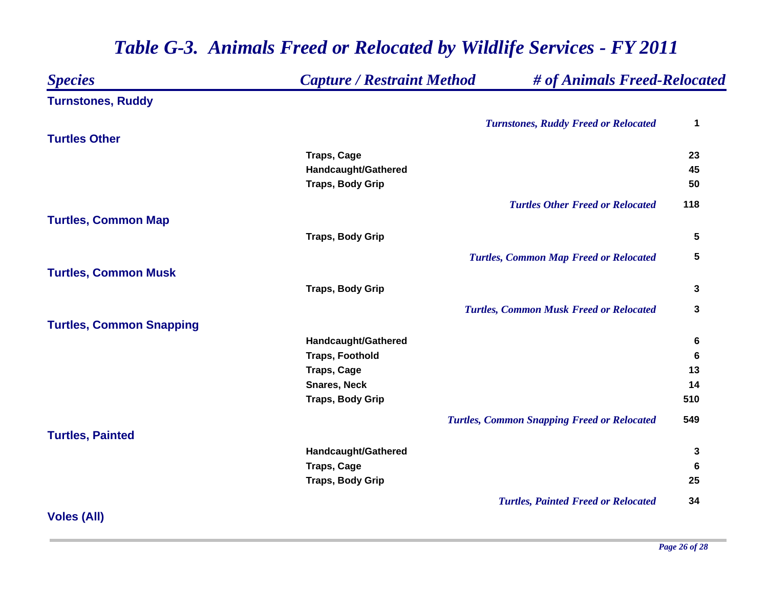# *Table G-3. Animals Freed or Relocated by Wildlife Services - FY 2011*

| *Species* | *Capture / Restraint Method* | *# of Animals Freed-Relocated* |
|---|---|---|
| **Turnstones, Ruddy** | | |
| | *Turnstones, Ruddy Freed or Relocated* | **1** |
| **Turtles Other** | | |
| | **Traps, Cage** | **23** |
| | **Handcaught/Gathered** | **45** |
| | **Traps, Body Grip** | **50** |
| | *Turtles Other Freed or Relocated* | **118** |
| **Turtles, Common Map** | | |
| | **Traps, Body Grip** | **5** |
| | *Turtles, Common Map Freed or Relocated* | **5** |
| **Turtles, Common Musk** | | |
| | **Traps, Body Grip** | **3** |
| | *Turtles, Common Musk Freed or Relocated* | **3** |
| **Turtles, Common Snapping** | | |
| | **Handcaught/Gathered** | **6** |
| | **Traps, Foothold** | **6** |
| | **Traps, Cage** | **13** |
| | **Snares, Neck** | **14** |
| | **Traps, Body Grip** | **510** |
| | *Turtles, Common Snapping Freed or Relocated* | **549** |
| **Turtles, Painted** | | |
| | **Handcaught/Gathered** | **3** |
| | **Traps, Cage** | **6** |
| | **Traps, Body Grip** | **25** |
| | *Turtles, Painted Freed or Relocated* | **34** |
| **Voles (All)** | | |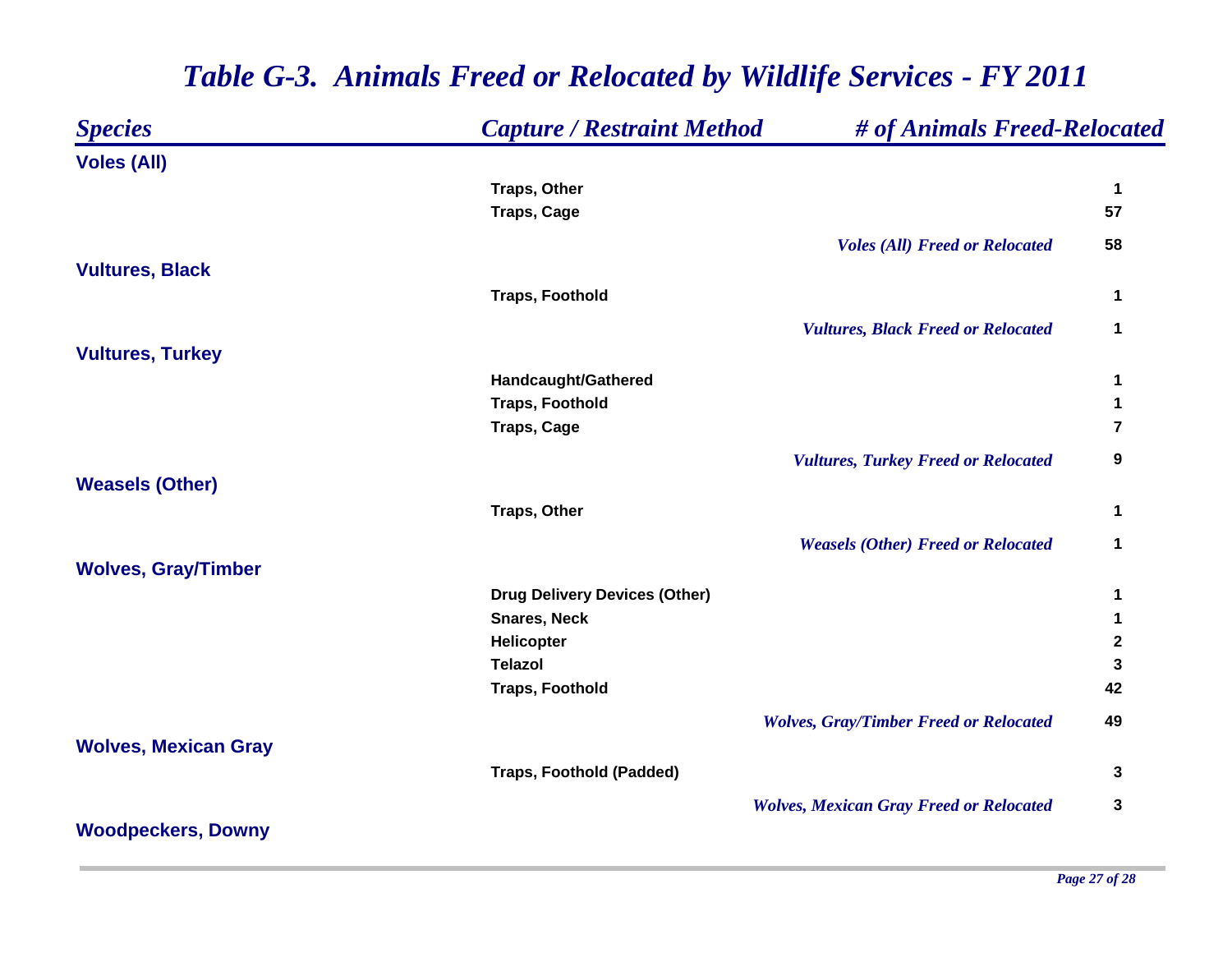# *Table G-3. Animals Freed or Relocated by Wildlife Services - FY 2011*

| *Species* | *Capture / Restraint Method* | *# of Animals Freed-Relocated* |
|---|---|---|
| **Voles (All)** | | |
| | **Traps, Other** | **1** |
| | **Traps, Cage** | **57** |
| | *Voles (All) Freed or Relocated* | **58** |
| **Vultures, Black** | | |
| | **Traps, Foothold** | **1** |
| | *Vultures, Black Freed or Relocated* | **1** |
| **Vultures, Turkey** | | |
| | **Handcaught/Gathered** | **1** |
| | **Traps, Foothold** | **1** |
| | **Traps, Cage** | **7** |
| | *Vultures, Turkey Freed or Relocated* | **9** |
| **Weasels (Other)** | | |
| | **Traps, Other** | **1** |
| | *Weasels (Other) Freed or Relocated* | **1** |
| **Wolves, Gray/Timber** | | |
| | **Drug Delivery Devices (Other)** | **1** |
| | **Snares, Neck** | **1** |
| | **Helicopter** | **2** |
| | **Telazol** | **3** |
| | **Traps, Foothold** | **42** |
| | *Wolves, Gray/Timber Freed or Relocated* | **49** |
| **Wolves, Mexican Gray** | | |
| | **Traps, Foothold (Padded)** | **3** |
| | *Wolves, Mexican Gray Freed or Relocated* | **3** |
| **Woodpeckers, Downy** | | |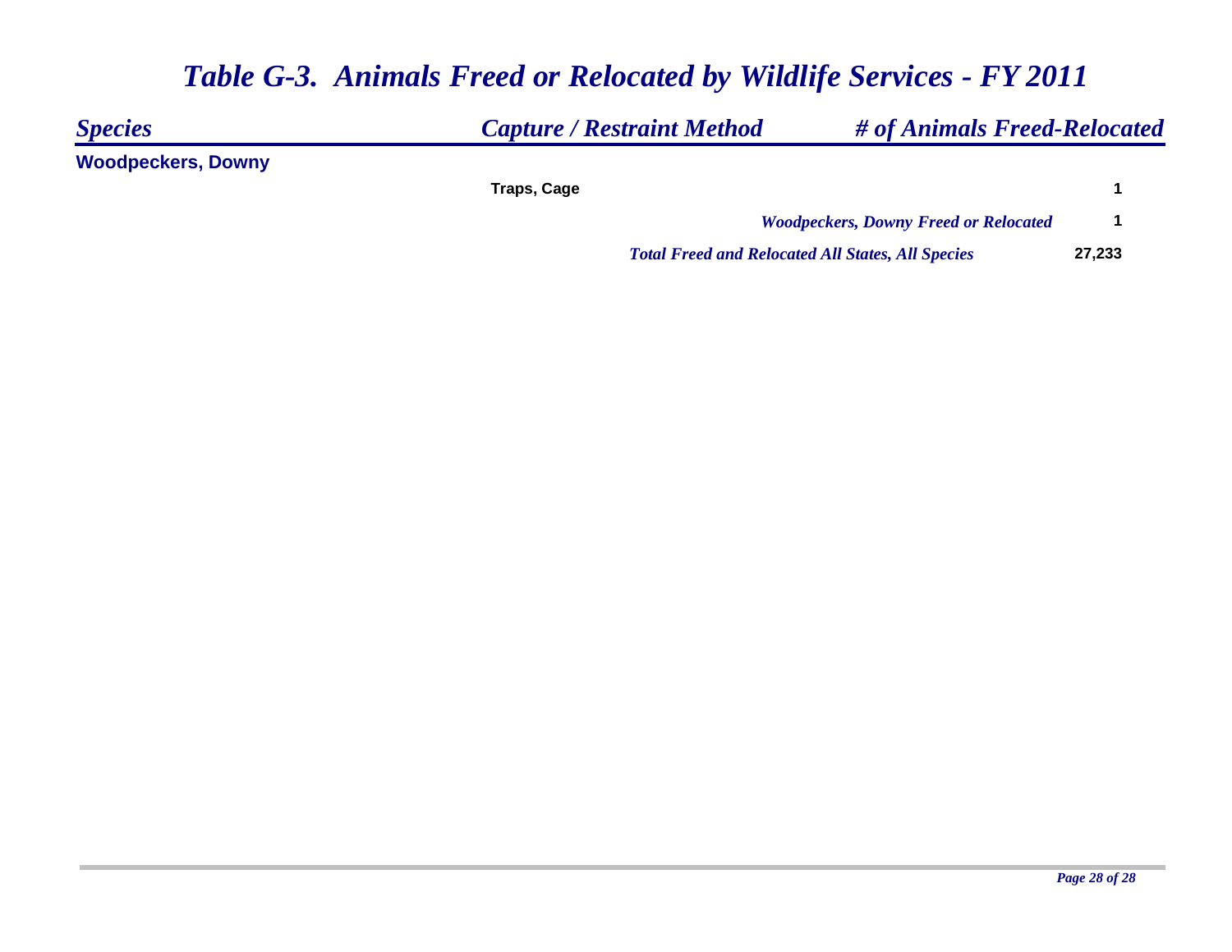# *Table G-3. Animals Freed or Relocated by Wildlife Services - FY 2011*

| *Species* | *Capture / Restraint Method* | *# of Animals Freed-Relocated* |
|---|---|---|
| **Woodpeckers, Downy** | | |
| | **Traps, Cage** | **1** |
| | ***Woodpeckers, Downy Freed or Relocated*** | **1** |
| | ***Total Freed and Relocated All States, All Species*** | **27,233** |